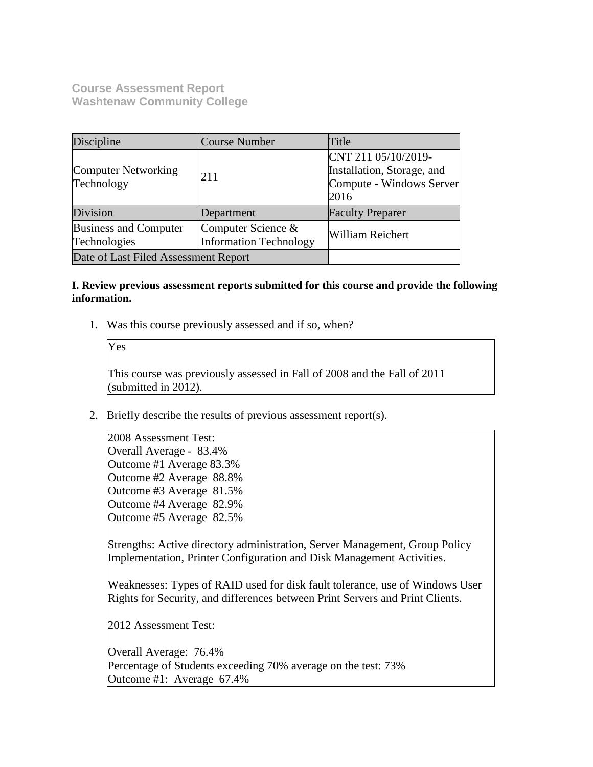**Course Assessment Report**
**Washtenaw Community College**

| Discipline | Course Number | Title |
|---|---|---|
| Computer Networking Technology | 211 | CNT 211 05/10/2019- Installation, Storage, and Compute - Windows Server 2016 |
| Division | Department | Faculty Preparer |
| Business and Computer Technologies | Computer Science & Information Technology | William Reichert |
| Date of Last Filed Assessment Report | | |

**I. Review previous assessment reports submitted for this course and provide the following information.**

1. Was this course previously assessed and if so, when?

Yes

This course was previously assessed in Fall of 2008 and the Fall of 2011 (submitted in 2012).

2. Briefly describe the results of previous assessment report(s).

2008 Assessment Test:
Overall Average - 83.4%
Outcome #1 Average 83.3%
Outcome #2 Average 88.8%
Outcome #3 Average 81.5%
Outcome #4 Average 82.9%
Outcome #5 Average 82.5%

Strengths: Active directory administration, Server Management, Group Policy Implementation, Printer Configuration and Disk Management Activities.

Weaknesses: Types of RAID used for disk fault tolerance, use of Windows User Rights for Security, and differences between Print Servers and Print Clients.

2012 Assessment Test:

Overall Average: 76.4%
Percentage of Students exceeding 70% average on the test: 73%
Outcome #1: Average 67.4%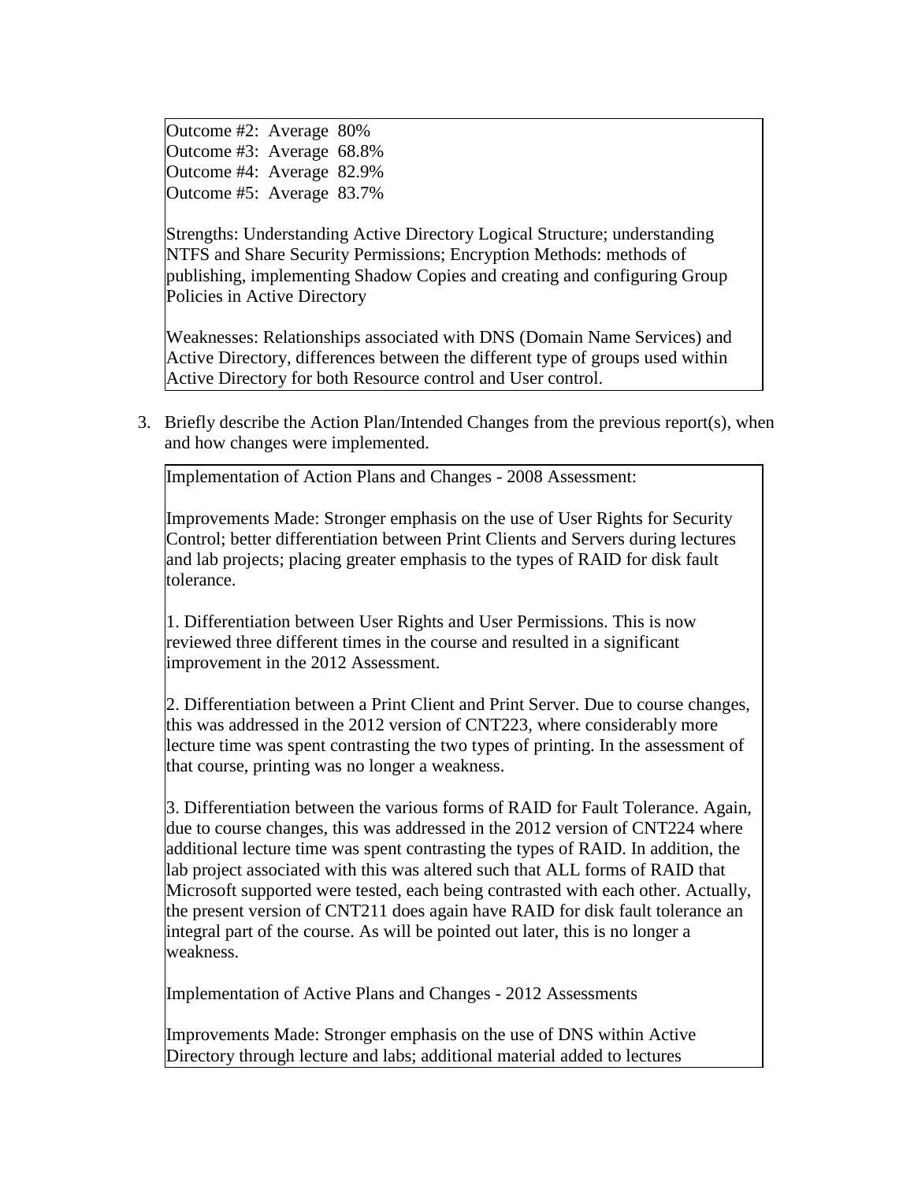Outcome #2: Average 80%
Outcome #3: Average 68.8%
Outcome #4: Average 82.9%
Outcome #5: Average 83.7%

Strengths: Understanding Active Directory Logical Structure; understanding NTFS and Share Security Permissions; Encryption Methods: methods of publishing, implementing Shadow Copies and creating and configuring Group Policies in Active Directory

Weaknesses: Relationships associated with DNS (Domain Name Services) and Active Directory, differences between the different type of groups used within Active Directory for both Resource control and User control.

3. Briefly describe the Action Plan/Intended Changes from the previous report(s), when and how changes were implemented.

Implementation of Action Plans and Changes - 2008 Assessment:

Improvements Made: Stronger emphasis on the use of User Rights for Security Control; better differentiation between Print Clients and Servers during lectures and lab projects; placing greater emphasis to the types of RAID for disk fault tolerance.

1. Differentiation between User Rights and User Permissions. This is now reviewed three different times in the course and resulted in a significant improvement in the 2012 Assessment.

2. Differentiation between a Print Client and Print Server. Due to course changes, this was addressed in the 2012 version of CNT223, where considerably more lecture time was spent contrasting the two types of printing. In the assessment of that course, printing was no longer a weakness.

3. Differentiation between the various forms of RAID for Fault Tolerance. Again, due to course changes, this was addressed in the 2012 version of CNT224 where additional lecture time was spent contrasting the types of RAID. In addition, the lab project associated with this was altered such that ALL forms of RAID that Microsoft supported were tested, each being contrasted with each other. Actually, the present version of CNT211 does again have RAID for disk fault tolerance an integral part of the course. As will be pointed out later, this is no longer a weakness.

Implementation of Active Plans and Changes - 2012 Assessments

Improvements Made: Stronger emphasis on the use of DNS within Active Directory through lecture and labs; additional material added to lectures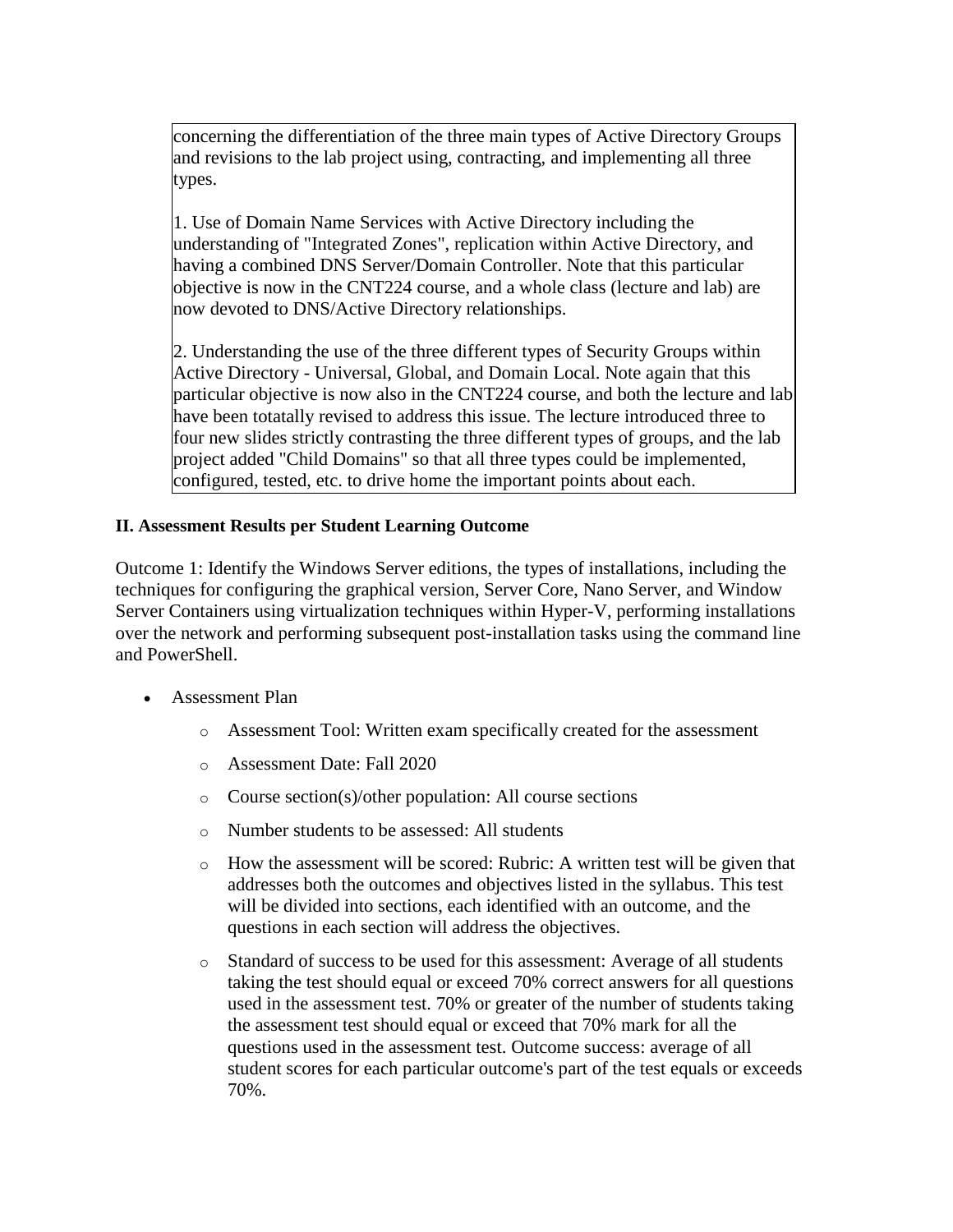concerning the differentiation of the three main types of Active Directory Groups and revisions to the lab project using, contracting, and implementing all three types.

1. Use of Domain Name Services with Active Directory including the understanding of "Integrated Zones", replication within Active Directory, and having a combined DNS Server/Domain Controller. Note that this particular objective is now in the CNT224 course, and a whole class (lecture and lab) are now devoted to DNS/Active Directory relationships.

2. Understanding the use of the three different types of Security Groups within Active Directory - Universal, Global, and Domain Local. Note again that this particular objective is now also in the CNT224 course, and both the lecture and lab have been totatally revised to address this issue. The lecture introduced three to four new slides strictly contrasting the three different types of groups, and the lab project added "Child Domains" so that all three types could be implemented, configured, tested, etc. to drive home the important points about each.

**II. Assessment Results per Student Learning Outcome**

Outcome 1: Identify the Windows Server editions, the types of installations, including the techniques for configuring the graphical version, Server Core, Nano Server, and Window Server Containers using virtualization techniques within Hyper-V, performing installations over the network and performing subsequent post-installation tasks using the command line and PowerShell.

- Assessment Plan
  - Assessment Tool: Written exam specifically created for the assessment
  - Assessment Date: Fall 2020
  - Course section(s)/other population: All course sections
  - Number students to be assessed: All students
  - How the assessment will be scored: Rubric: A written test will be given that addresses both the outcomes and objectives listed in the syllabus. This test will be divided into sections, each identified with an outcome, and the questions in each section will address the objectives.
  - Standard of success to be used for this assessment: Average of all students taking the test should equal or exceed 70% correct answers for all questions used in the assessment test. 70% or greater of the number of students taking the assessment test should equal or exceed that 70% mark for all the questions used in the assessment test. Outcome success: average of all student scores for each particular outcome's part of the test equals or exceeds 70%.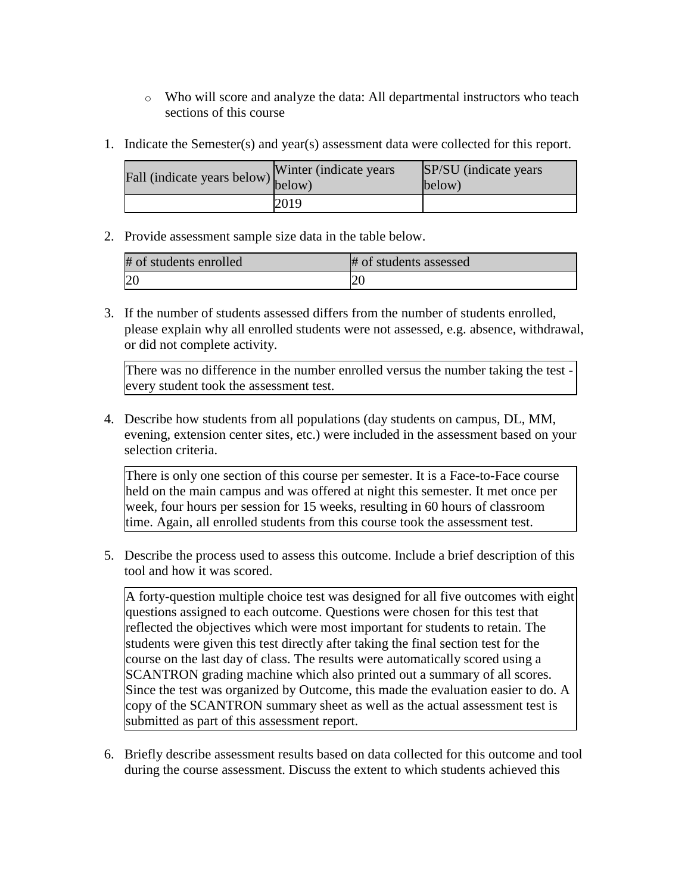- Who will score and analyze the data: All departmental instructors who teach sections of this course

1. Indicate the Semester(s) and year(s) assessment data were collected for this report.

| Fall (indicate years below) | Winter (indicate years below) | SP/SU (indicate years below) |
| --- | --- | --- |
| | 2019 | |

2. Provide assessment sample size data in the table below.

| # of students enrolled | # of students assessed |
| --- | --- |
| 20 | 20 |

3. If the number of students assessed differs from the number of students enrolled, please explain why all enrolled students were not assessed, e.g. absence, withdrawal, or did not complete activity.

   There was no difference in the number enrolled versus the number taking the test - every student took the assessment test.

4. Describe how students from all populations (day students on campus, DL, MM, evening, extension center sites, etc.) were included in the assessment based on your selection criteria.

   There is only one section of this course per semester. It is a Face-to-Face course held on the main campus and was offered at night this semester. It met once per week, four hours per session for 15 weeks, resulting in 60 hours of classroom time. Again, all enrolled students from this course took the assessment test.

5. Describe the process used to assess this outcome. Include a brief description of this tool and how it was scored.

   A forty-question multiple choice test was designed for all five outcomes with eight questions assigned to each outcome. Questions were chosen for this test that reflected the objectives which were most important for students to retain. The students were given this test directly after taking the final section test for the course on the last day of class. The results were automatically scored using a SCANTRON grading machine which also printed out a summary of all scores. Since the test was organized by Outcome, this made the evaluation easier to do. A copy of the SCANTRON summary sheet as well as the actual assessment test is submitted as part of this assessment report.

6. Briefly describe assessment results based on data collected for this outcome and tool during the course assessment. Discuss the extent to which students achieved this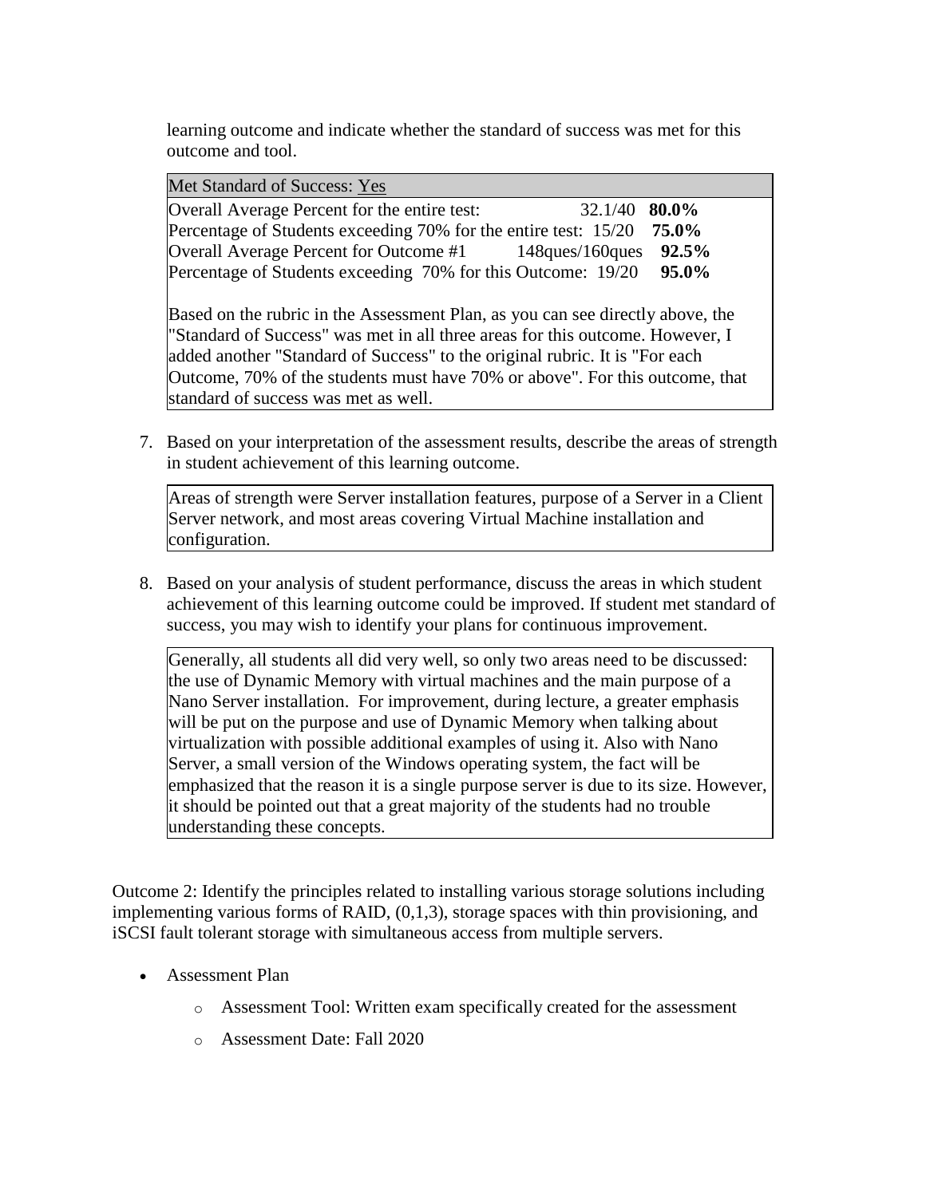learning outcome and indicate whether the standard of success was met for this outcome and tool.

| Met Standard of Success: Yes | | |
|---|---|---|
| Overall Average Percent for the entire test: | 32.1/40 | **80.0%** |
| Percentage of Students exceeding 70% for the entire test: | 15/20 | **75.0%** |
| Overall Average Percent for Outcome #1 | 148ques/160ques | **92.5%** |
| Percentage of Students exceeding 70% for this Outcome: | 19/20 | **95.0%** |

Based on the rubric in the Assessment Plan, as you can see directly above, the "Standard of Success" was met in all three areas for this outcome. However, I added another "Standard of Success" to the original rubric. It is "For each Outcome, 70% of the students must have 70% or above". For this outcome, that standard of success was met as well.

7. Based on your interpretation of the assessment results, describe the areas of strength in student achievement of this learning outcome.

   Areas of strength were Server installation features, purpose of a Server in a Client Server network, and most areas covering Virtual Machine installation and configuration.

8. Based on your analysis of student performance, discuss the areas in which student achievement of this learning outcome could be improved. If student met standard of success, you may wish to identify your plans for continuous improvement.

   Generally, all students all did very well, so only two areas need to be discussed: the use of Dynamic Memory with virtual machines and the main purpose of a Nano Server installation. For improvement, during lecture, a greater emphasis will be put on the purpose and use of Dynamic Memory when talking about virtualization with possible additional examples of using it. Also with Nano Server, a small version of the Windows operating system, the fact will be emphasized that the reason it is a single purpose server is due to its size. However, it should be pointed out that a great majority of the students had no trouble understanding these concepts.

Outcome 2: Identify the principles related to installing various storage solutions including implementing various forms of RAID, (0,1,3), storage spaces with thin provisioning, and iSCSI fault tolerant storage with simultaneous access from multiple servers.

- Assessment Plan
  - Assessment Tool: Written exam specifically created for the assessment
  - Assessment Date: Fall 2020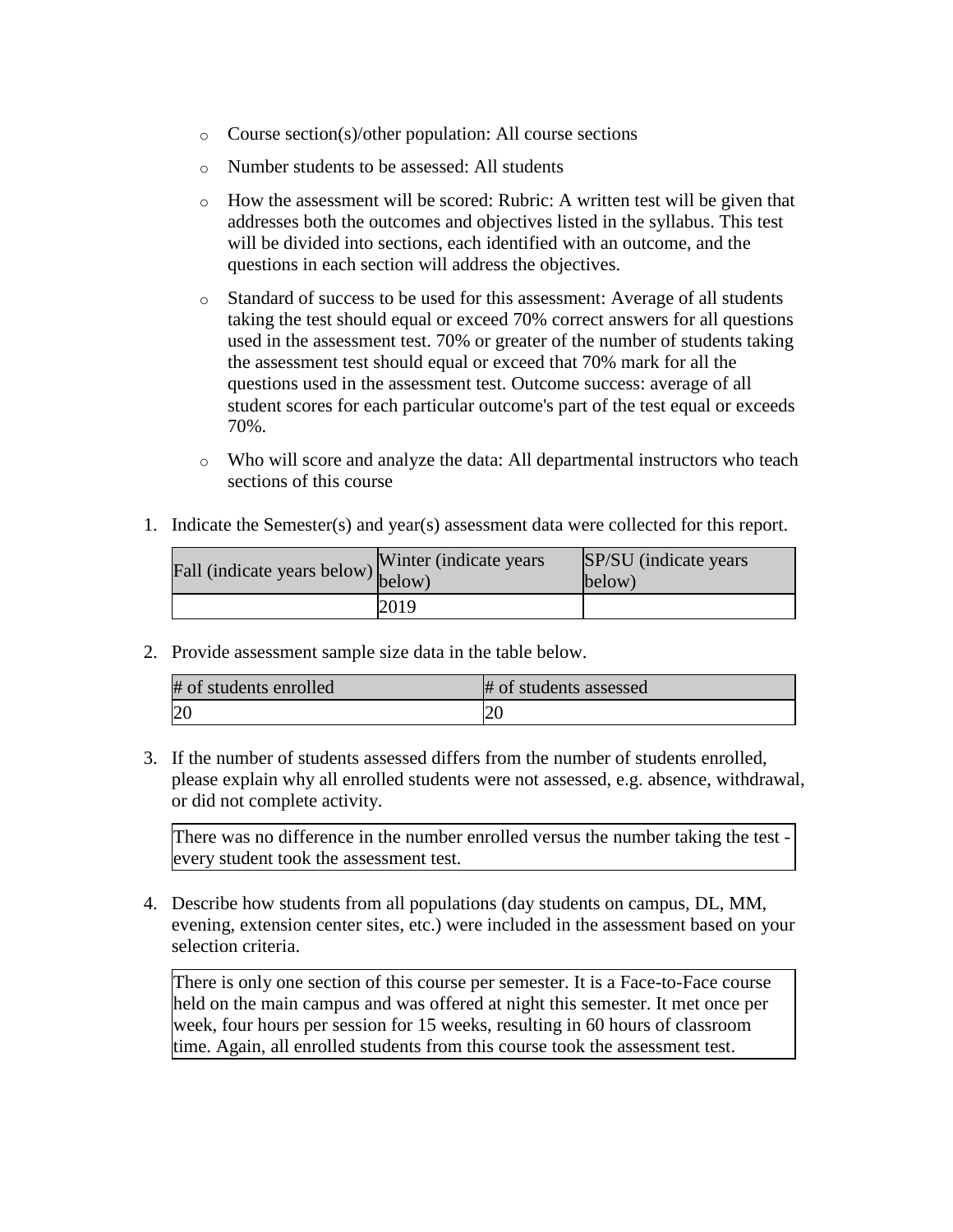- Course section(s)/other population: All course sections
- Number students to be assessed: All students
- How the assessment will be scored: Rubric: A written test will be given that addresses both the outcomes and objectives listed in the syllabus. This test will be divided into sections, each identified with an outcome, and the questions in each section will address the objectives.
- Standard of success to be used for this assessment: Average of all students taking the test should equal or exceed 70% correct answers for all questions used in the assessment test. 70% or greater of the number of students taking the assessment test should equal or exceed that 70% mark for all the questions used in the assessment test. Outcome success: average of all student scores for each particular outcome's part of the test equal or exceeds 70%.
- Who will score and analyze the data: All departmental instructors who teach sections of this course

1. Indicate the Semester(s) and year(s) assessment data were collected for this report.

| Fall (indicate years below) | Winter (indicate years below) | SP/SU (indicate years below) |
|---|---|---|
| | 2019 | |

2. Provide assessment sample size data in the table below.

| # of students enrolled | # of students assessed |
|---|---|
| 20 | 20 |

3. If the number of students assessed differs from the number of students enrolled, please explain why all enrolled students were not assessed, e.g. absence, withdrawal, or did not complete activity.

| There was no difference in the number enrolled versus the number taking the test - every student took the assessment test. |
|---|

4. Describe how students from all populations (day students on campus, DL, MM, evening, extension center sites, etc.) were included in the assessment based on your selection criteria.

| There is only one section of this course per semester. It is a Face-to-Face course held on the main campus and was offered at night this semester. It met once per week, four hours per session for 15 weeks, resulting in 60 hours of classroom time. Again, all enrolled students from this course took the assessment test. |
|---|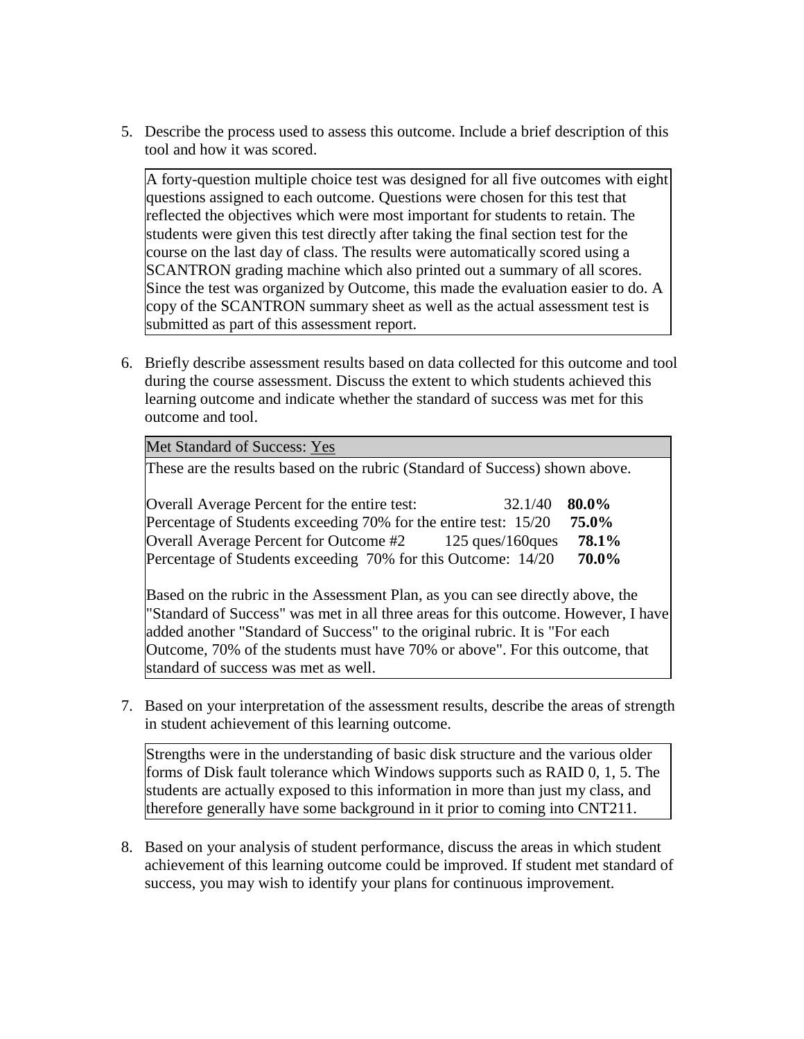5. Describe the process used to assess this outcome. Include a brief description of this tool and how it was scored.

> A forty-question multiple choice test was designed for all five outcomes with eight questions assigned to each outcome. Questions were chosen for this test that reflected the objectives which were most important for students to retain. The students were given this test directly after taking the final section test for the course on the last day of class. The results were automatically scored using a SCANTRON grading machine which also printed out a summary of all scores. Since the test was organized by Outcome, this made the evaluation easier to do. A copy of the SCANTRON summary sheet as well as the actual assessment test is submitted as part of this assessment report.

6. Briefly describe assessment results based on data collected for this outcome and tool during the course assessment. Discuss the extent to which students achieved this learning outcome and indicate whether the standard of success was met for this outcome and tool.

> Met Standard of Success: Yes
>
> These are the results based on the rubric (Standard of Success) shown above.
>
> | | | |
> |---|---|---|
> | Overall Average Percent for the entire test: | 32.1/40 | **80.0%** |
> | Percentage of Students exceeding 70% for the entire test: | 15/20 | **75.0%** |
> | Overall Average Percent for Outcome #2 | 125 ques/160ques | **78.1%** |
> | Percentage of Students exceeding 70% for this Outcome: | 14/20 | **70.0%** |
>
> Based on the rubric in the Assessment Plan, as you can see directly above, the "Standard of Success" was met in all three areas for this outcome. However, I have added another "Standard of Success" to the original rubric. It is "For each Outcome, 70% of the students must have 70% or above". For this outcome, that standard of success was met as well.

7. Based on your interpretation of the assessment results, describe the areas of strength in student achievement of this learning outcome.

> Strengths were in the understanding of basic disk structure and the various older forms of Disk fault tolerance which Windows supports such as RAID 0, 1, 5. The students are actually exposed to this information in more than just my class, and therefore generally have some background in it prior to coming into CNT211.

8. Based on your analysis of student performance, discuss the areas in which student achievement of this learning outcome could be improved. If student met standard of success, you may wish to identify your plans for continuous improvement.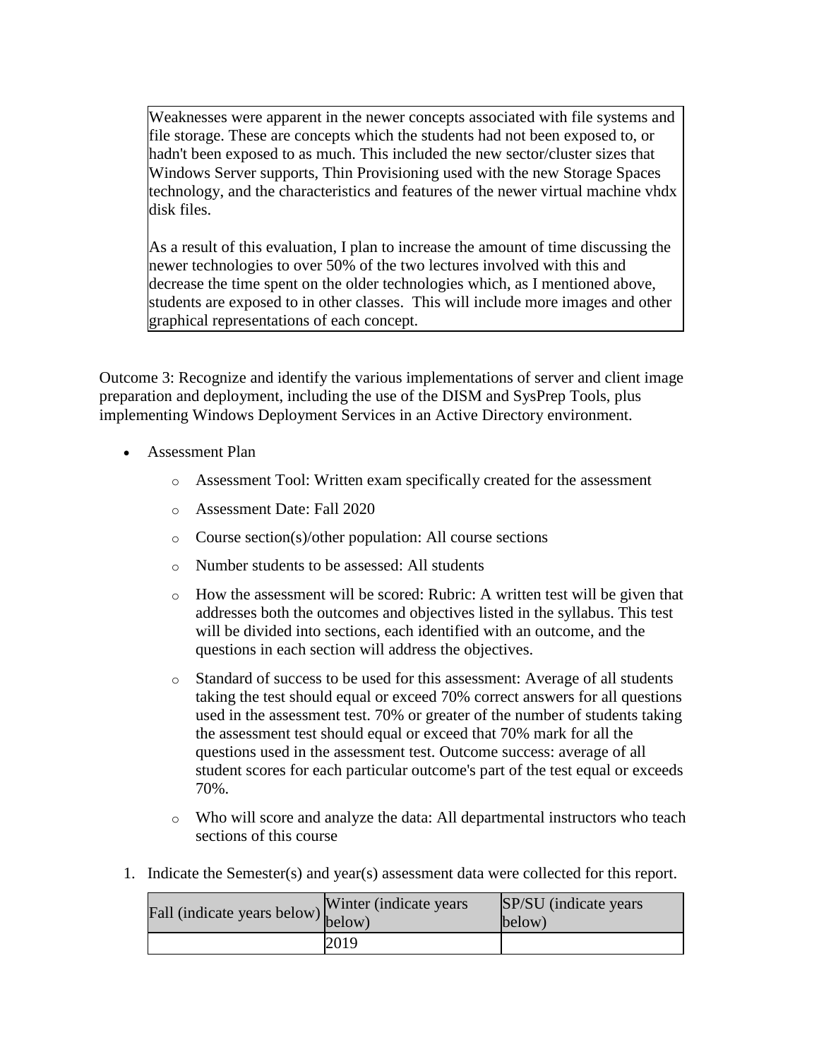Weaknesses were apparent in the newer concepts associated with file systems and file storage. These are concepts which the students had not been exposed to, or hadn't been exposed to as much. This included the new sector/cluster sizes that Windows Server supports, Thin Provisioning used with the new Storage Spaces technology, and the characteristics and features of the newer virtual machine vhdx disk files.

As a result of this evaluation, I plan to increase the amount of time discussing the newer technologies to over 50% of the two lectures involved with this and decrease the time spent on the older technologies which, as I mentioned above, students are exposed to in other classes. This will include more images and other graphical representations of each concept.

Outcome 3: Recognize and identify the various implementations of server and client image preparation and deployment, including the use of the DISM and SysPrep Tools, plus implementing Windows Deployment Services in an Active Directory environment.

- Assessment Plan
  - Assessment Tool: Written exam specifically created for the assessment
  - Assessment Date: Fall 2020
  - Course section(s)/other population: All course sections
  - Number students to be assessed: All students
  - How the assessment will be scored: Rubric: A written test will be given that addresses both the outcomes and objectives listed in the syllabus. This test will be divided into sections, each identified with an outcome, and the questions in each section will address the objectives.
  - Standard of success to be used for this assessment: Average of all students taking the test should equal or exceed 70% correct answers for all questions used in the assessment test. 70% or greater of the number of students taking the assessment test should equal or exceed that 70% mark for all the questions used in the assessment test. Outcome success: average of all student scores for each particular outcome's part of the test equal or exceeds 70%.
  - Who will score and analyze the data: All departmental instructors who teach sections of this course

1. Indicate the Semester(s) and year(s) assessment data were collected for this report.

| Fall (indicate years below) | Winter (indicate years below) | SP/SU (indicate years below) |
|---|---|---|
| | 2019 | |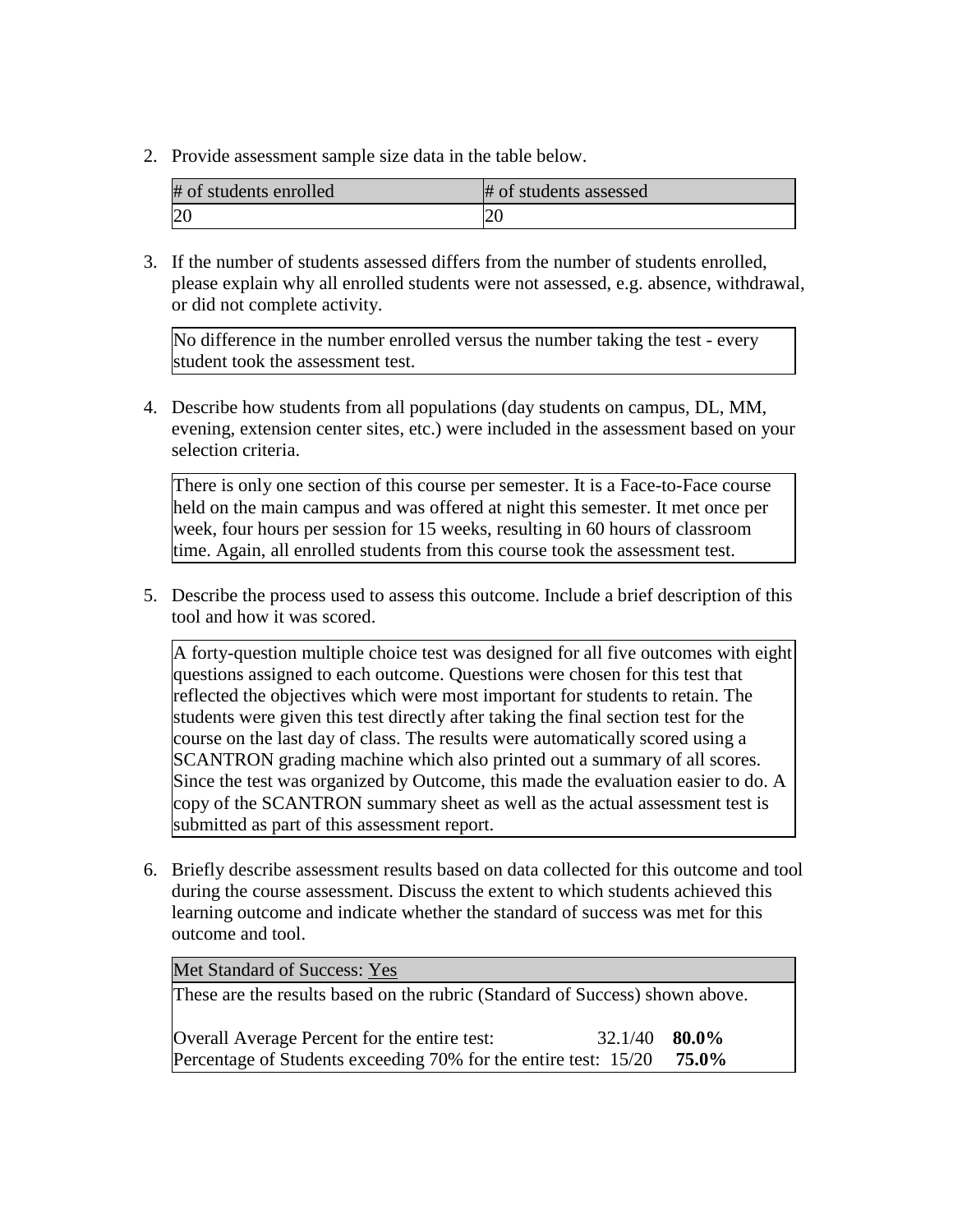2. Provide assessment sample size data in the table below.

| # of students enrolled | # of students assessed |
|---|---|
| 20 | 20 |

3. If the number of students assessed differs from the number of students enrolled, please explain why all enrolled students were not assessed, e.g. absence, withdrawal, or did not complete activity.

| No difference in the number enrolled versus the number taking the test - every student took the assessment test. |
|---|

4. Describe how students from all populations (day students on campus, DL, MM, evening, extension center sites, etc.) were included in the assessment based on your selection criteria.

| There is only one section of this course per semester. It is a Face-to-Face course held on the main campus and was offered at night this semester. It met once per week, four hours per session for 15 weeks, resulting in 60 hours of classroom time. Again, all enrolled students from this course took the assessment test. |
|---|

5. Describe the process used to assess this outcome. Include a brief description of this tool and how it was scored.

| A forty-question multiple choice test was designed for all five outcomes with eight questions assigned to each outcome. Questions were chosen for this test that reflected the objectives which were most important for students to retain. The students were given this test directly after taking the final section test for the course on the last day of class. The results were automatically scored using a SCANTRON grading machine which also printed out a summary of all scores. Since the test was organized by Outcome, this made the evaluation easier to do. A copy of the SCANTRON summary sheet as well as the actual assessment test is submitted as part of this assessment report. |
|---|

6. Briefly describe assessment results based on data collected for this outcome and tool during the course assessment. Discuss the extent to which students achieved this learning outcome and indicate whether the standard of success was met for this outcome and tool.

| Met Standard of Success: Yes | | |
|---|---|---|
| These are the results based on the rubric (Standard of Success) shown above. | | |
| Overall Average Percent for the entire test: | 32.1/40 | **80.0%** |
| Percentage of Students exceeding 70% for the entire test: | 15/20 | **75.0%** |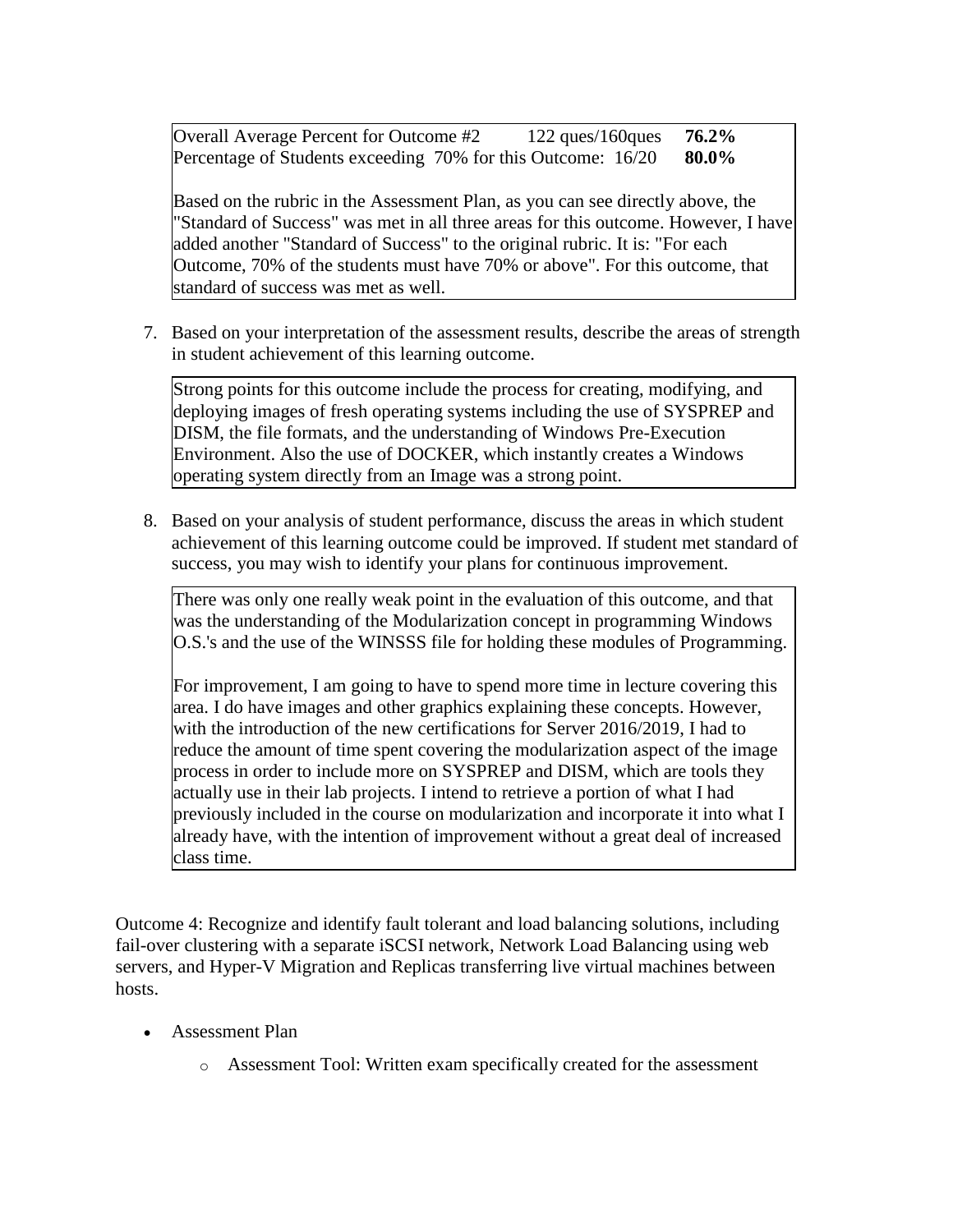Overall Average Percent for Outcome #2 122 ques/160ques **76.2%**
Percentage of Students exceeding 70% for this Outcome: 16/20 **80.0%**

Based on the rubric in the Assessment Plan, as you can see directly above, the "Standard of Success" was met in all three areas for this outcome. However, I have added another "Standard of Success" to the original rubric. It is: "For each Outcome, 70% of the students must have 70% or above". For this outcome, that standard of success was met as well.

7. Based on your interpretation of the assessment results, describe the areas of strength in student achievement of this learning outcome.

   Strong points for this outcome include the process for creating, modifying, and deploying images of fresh operating systems including the use of SYSPREP and DISM, the file formats, and the understanding of Windows Pre-Execution Environment. Also the use of DOCKER, which instantly creates a Windows operating system directly from an Image was a strong point.

8. Based on your analysis of student performance, discuss the areas in which student achievement of this learning outcome could be improved. If student met standard of success, you may wish to identify your plans for continuous improvement.

   There was only one really weak point in the evaluation of this outcome, and that was the understanding of the Modularization concept in programming Windows O.S.'s and the use of the WINSSS file for holding these modules of Programming.

   For improvement, I am going to have to spend more time in lecture covering this area. I do have images and other graphics explaining these concepts. However, with the introduction of the new certifications for Server 2016/2019, I had to reduce the amount of time spent covering the modularization aspect of the image process in order to include more on SYSPREP and DISM, which are tools they actually use in their lab projects. I intend to retrieve a portion of what I had previously included in the course on modularization and incorporate it into what I already have, with the intention of improvement without a great deal of increased class time.

Outcome 4: Recognize and identify fault tolerant and load balancing solutions, including fail-over clustering with a separate iSCSI network, Network Load Balancing using web servers, and Hyper-V Migration and Replicas transferring live virtual machines between hosts.

- Assessment Plan
  - Assessment Tool: Written exam specifically created for the assessment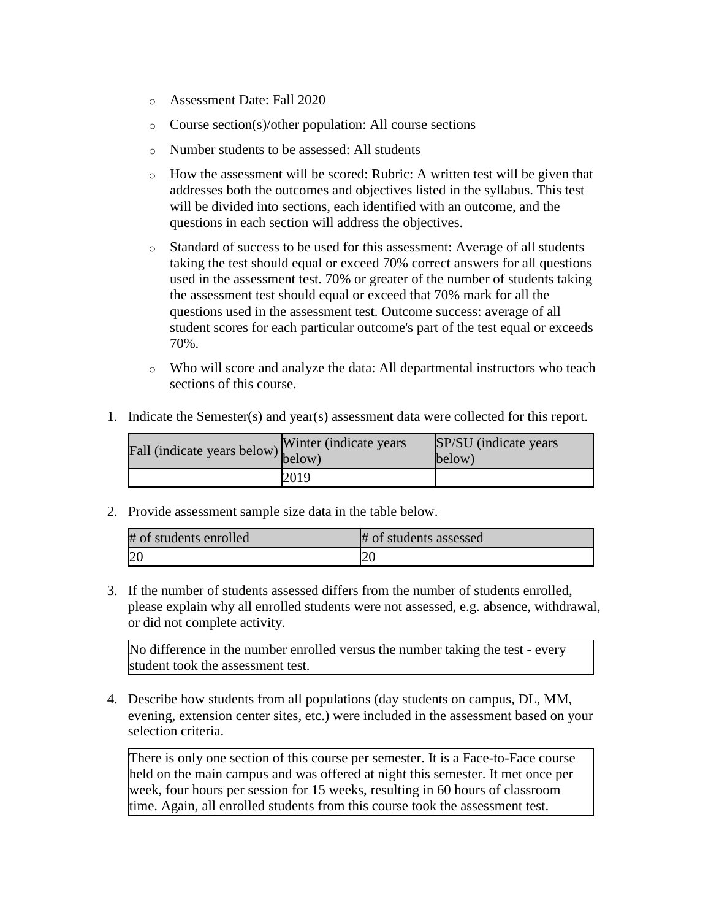- Assessment Date: Fall 2020
- Course section(s)/other population: All course sections
- Number students to be assessed: All students
- How the assessment will be scored: Rubric: A written test will be given that addresses both the outcomes and objectives listed in the syllabus. This test will be divided into sections, each identified with an outcome, and the questions in each section will address the objectives.
- Standard of success to be used for this assessment: Average of all students taking the test should equal or exceed 70% correct answers for all questions used in the assessment test. 70% or greater of the number of students taking the assessment test should equal or exceed that 70% mark for all the questions used in the assessment test. Outcome success: average of all student scores for each particular outcome's part of the test equal or exceeds 70%.
- Who will score and analyze the data: All departmental instructors who teach sections of this course.

1. Indicate the Semester(s) and year(s) assessment data were collected for this report.

| Fall (indicate years below) | Winter (indicate years below) | SP/SU (indicate years below) |
| --- | --- | --- |
| | 2019 | |

2. Provide assessment sample size data in the table below.

| # of students enrolled | # of students assessed |
| --- | --- |
| 20 | 20 |

3. If the number of students assessed differs from the number of students enrolled, please explain why all enrolled students were not assessed, e.g. absence, withdrawal, or did not complete activity.

| No difference in the number enrolled versus the number taking the test - every student took the assessment test. |
| --- |

4. Describe how students from all populations (day students on campus, DL, MM, evening, extension center sites, etc.) were included in the assessment based on your selection criteria.

| There is only one section of this course per semester. It is a Face-to-Face course held on the main campus and was offered at night this semester. It met once per week, four hours per session for 15 weeks, resulting in 60 hours of classroom time. Again, all enrolled students from this course took the assessment test. |
| --- |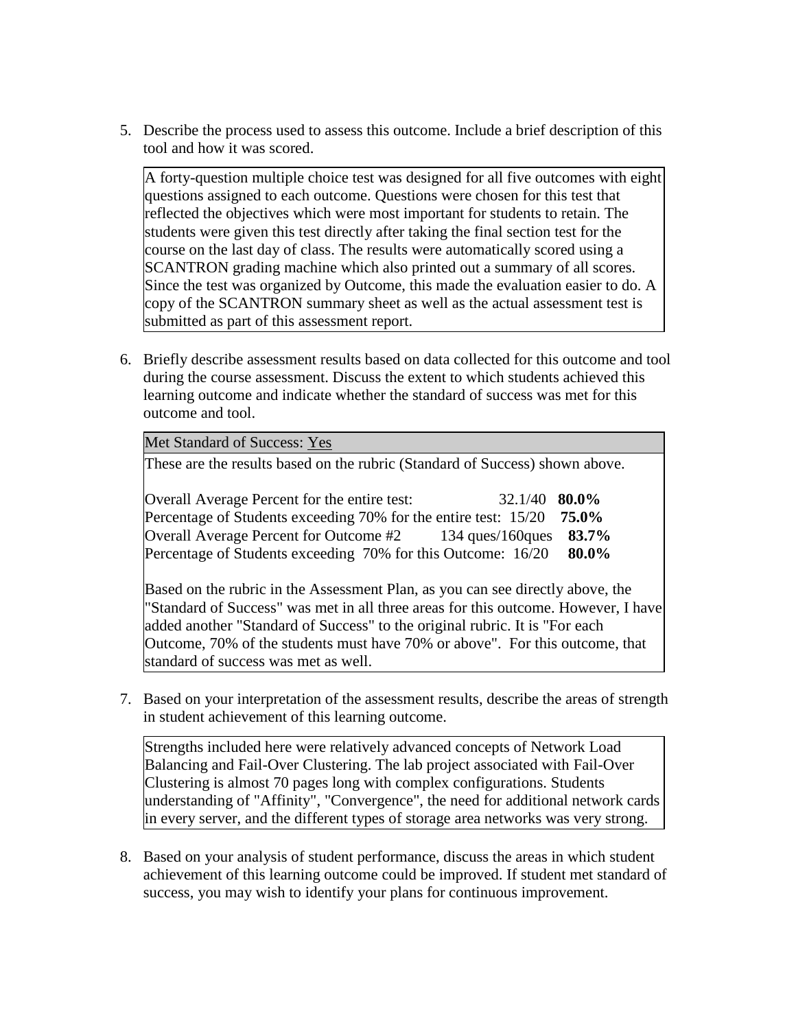5. Describe the process used to assess this outcome. Include a brief description of this tool and how it was scored.

> A forty-question multiple choice test was designed for all five outcomes with eight questions assigned to each outcome. Questions were chosen for this test that reflected the objectives which were most important for students to retain. The students were given this test directly after taking the final section test for the course on the last day of class. The results were automatically scored using a SCANTRON grading machine which also printed out a summary of all scores. Since the test was organized by Outcome, this made the evaluation easier to do. A copy of the SCANTRON summary sheet as well as the actual assessment test is submitted as part of this assessment report.

6. Briefly describe assessment results based on data collected for this outcome and tool during the course assessment. Discuss the extent to which students achieved this learning outcome and indicate whether the standard of success was met for this outcome and tool.

> Met Standard of Success: Yes
>
> These are the results based on the rubric (Standard of Success) shown above.
>
> Overall Average Percent for the entire test: 32.1/40 **80.0%**
> Percentage of Students exceeding 70% for the entire test: 15/20 **75.0%**
> Overall Average Percent for Outcome #2 134 ques/160ques **83.7%**
> Percentage of Students exceeding 70% for this Outcome: 16/20 **80.0%**
>
> Based on the rubric in the Assessment Plan, as you can see directly above, the "Standard of Success" was met in all three areas for this outcome. However, I have added another "Standard of Success" to the original rubric. It is "For each Outcome, 70% of the students must have 70% or above". For this outcome, that standard of success was met as well.

7. Based on your interpretation of the assessment results, describe the areas of strength in student achievement of this learning outcome.

> Strengths included here were relatively advanced concepts of Network Load Balancing and Fail-Over Clustering. The lab project associated with Fail-Over Clustering is almost 70 pages long with complex configurations. Students understanding of "Affinity", "Convergence", the need for additional network cards in every server, and the different types of storage area networks was very strong.

8. Based on your analysis of student performance, discuss the areas in which student achievement of this learning outcome could be improved. If student met standard of success, you may wish to identify your plans for continuous improvement.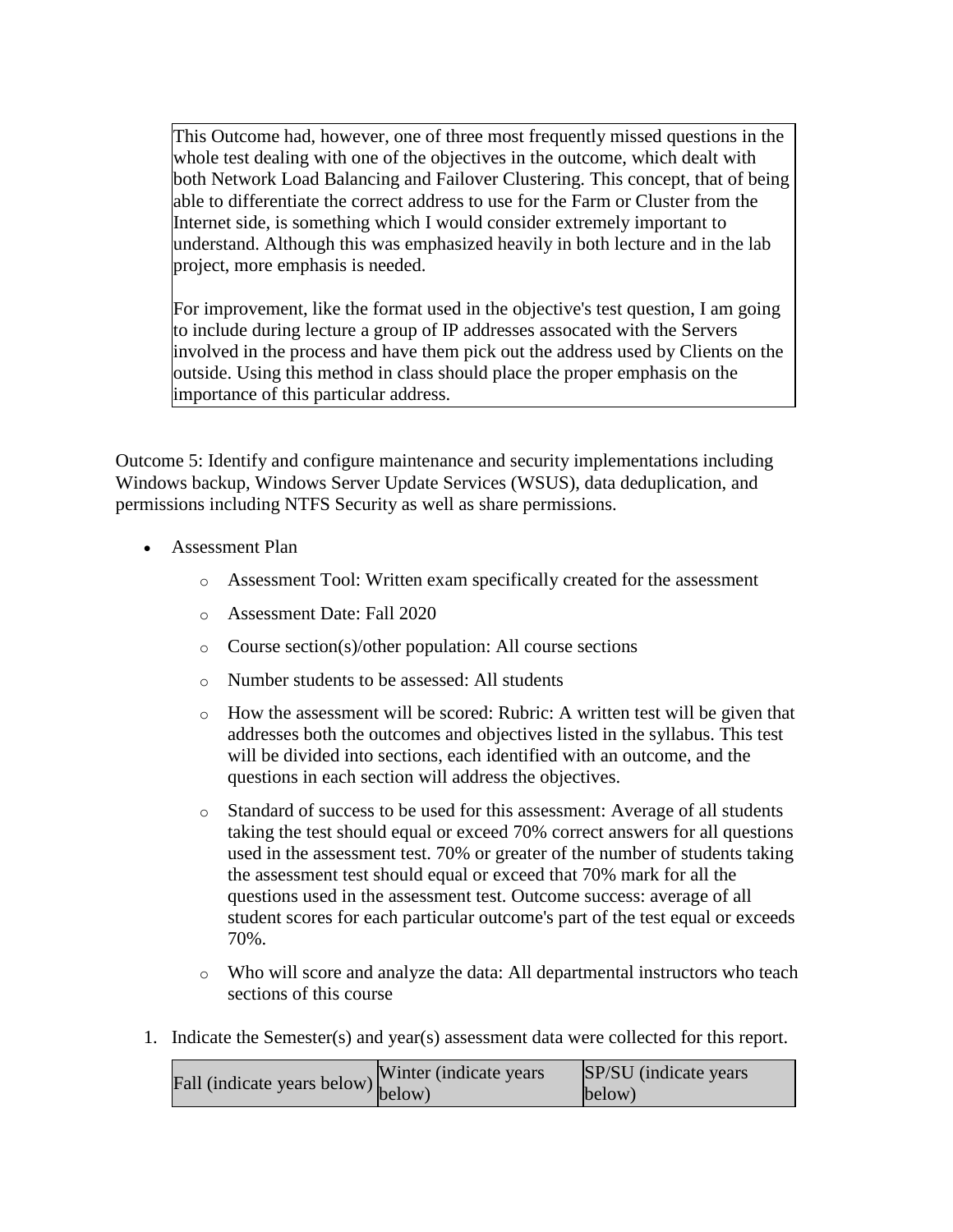This Outcome had, however, one of three most frequently missed questions in the whole test dealing with one of the objectives in the outcome, which dealt with both Network Load Balancing and Failover Clustering. This concept, that of being able to differentiate the correct address to use for the Farm or Cluster from the Internet side, is something which I would consider extremely important to understand. Although this was emphasized heavily in both lecture and in the lab project, more emphasis is needed.

For improvement, like the format used in the objective's test question, I am going to include during lecture a group of IP addresses assocated with the Servers involved in the process and have them pick out the address used by Clients on the outside. Using this method in class should place the proper emphasis on the importance of this particular address.

Outcome 5: Identify and configure maintenance and security implementations including Windows backup, Windows Server Update Services (WSUS), data deduplication, and permissions including NTFS Security as well as share permissions.

- Assessment Plan
  - Assessment Tool: Written exam specifically created for the assessment
  - Assessment Date: Fall 2020
  - Course section(s)/other population: All course sections
  - Number students to be assessed: All students
  - How the assessment will be scored: Rubric: A written test will be given that addresses both the outcomes and objectives listed in the syllabus. This test will be divided into sections, each identified with an outcome, and the questions in each section will address the objectives.
  - Standard of success to be used for this assessment: Average of all students taking the test should equal or exceed 70% correct answers for all questions used in the assessment test. 70% or greater of the number of students taking the assessment test should equal or exceed that 70% mark for all the questions used in the assessment test. Outcome success: average of all student scores for each particular outcome's part of the test equal or exceeds 70%.
  - Who will score and analyze the data: All departmental instructors who teach sections of this course

1. Indicate the Semester(s) and year(s) assessment data were collected for this report.

| Fall (indicate years below) | Winter (indicate years below) | SP/SU (indicate years below) |
| --- | --- | --- |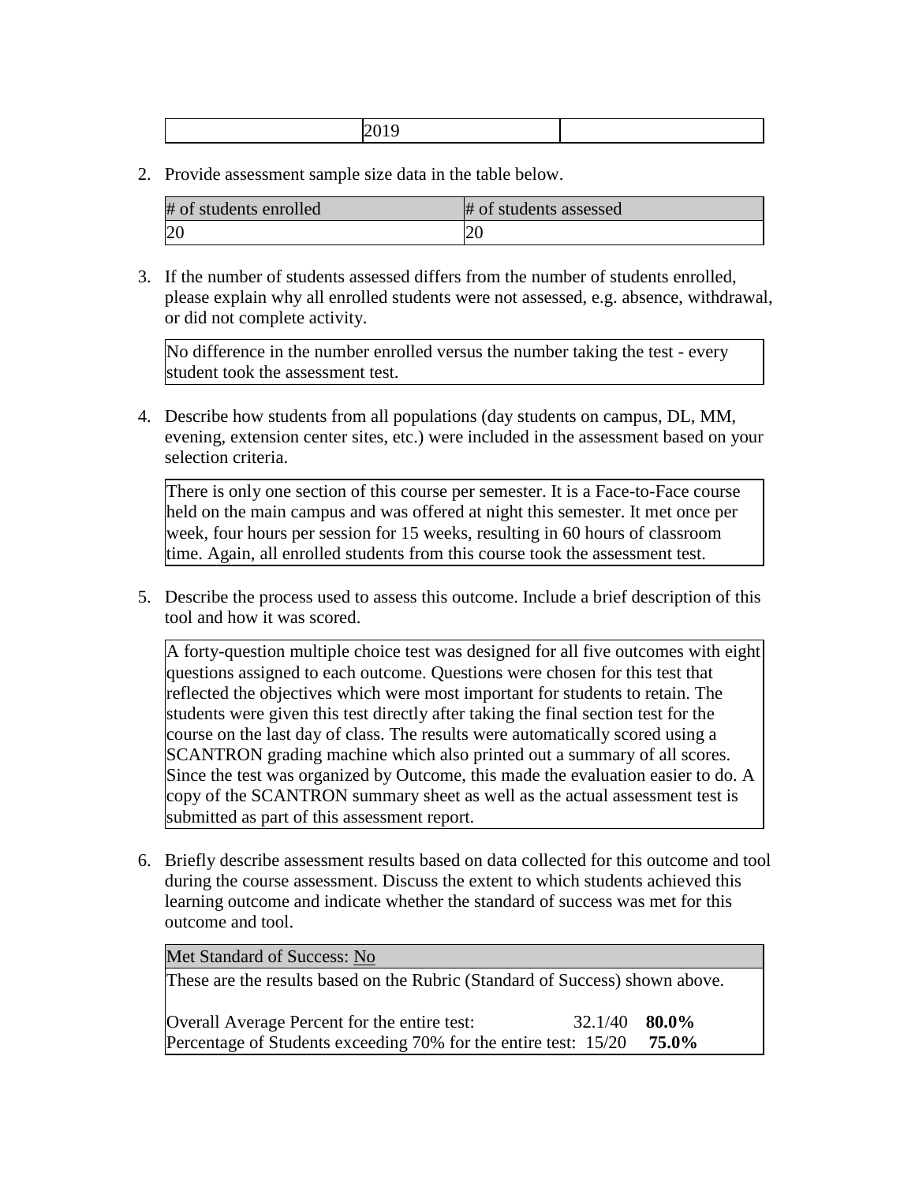| | 2019 | |
|---|---|---|

2. Provide assessment sample size data in the table below.

| # of students enrolled | # of students assessed |
|---|---|
| 20 | 20 |

3. If the number of students assessed differs from the number of students enrolled, please explain why all enrolled students were not assessed, e.g. absence, withdrawal, or did not complete activity.

| No difference in the number enrolled versus the number taking the test - every student took the assessment test. |
|---|

4. Describe how students from all populations (day students on campus, DL, MM, evening, extension center sites, etc.) were included in the assessment based on your selection criteria.

| There is only one section of this course per semester. It is a Face-to-Face course held on the main campus and was offered at night this semester. It met once per week, four hours per session for 15 weeks, resulting in 60 hours of classroom time. Again, all enrolled students from this course took the assessment test. |
|---|

5. Describe the process used to assess this outcome. Include a brief description of this tool and how it was scored.

| A forty-question multiple choice test was designed for all five outcomes with eight questions assigned to each outcome. Questions were chosen for this test that reflected the objectives which were most important for students to retain. The students were given this test directly after taking the final section test for the course on the last day of class. The results were automatically scored using a SCANTRON grading machine which also printed out a summary of all scores. Since the test was organized by Outcome, this made the evaluation easier to do. A copy of the SCANTRON summary sheet as well as the actual assessment test is submitted as part of this assessment report. |
|---|

6. Briefly describe assessment results based on data collected for this outcome and tool during the course assessment. Discuss the extent to which students achieved this learning outcome and indicate whether the standard of success was met for this outcome and tool.

| Met Standard of Success: No |
|---|
| These are the results based on the Rubric (Standard of Success) shown above.<br><br>Overall Average Percent for the entire test: 32.1/40 **80.0%**<br>Percentage of Students exceeding 70% for the entire test: 15/20 **75.0%** |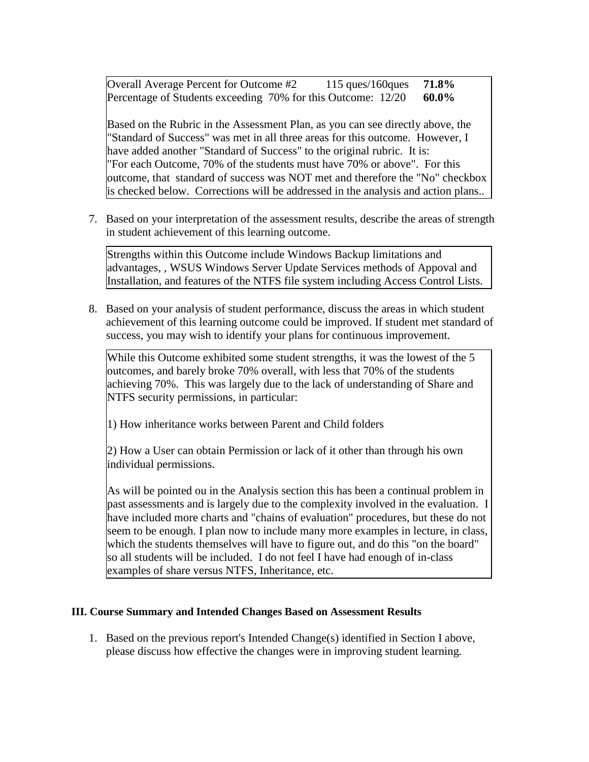Overall Average Percent for Outcome #2 115 ques/160ques **71.8%**
Percentage of Students exceeding 70% for this Outcome: 12/20 **60.0%**

Based on the Rubric in the Assessment Plan, as you can see directly above, the "Standard of Success" was met in all three areas for this outcome. However, I have added another "Standard of Success" to the original rubric. It is: "For each Outcome, 70% of the students must have 70% or above". For this outcome, that standard of success was NOT met and therefore the "No" checkbox is checked below. Corrections will be addressed in the analysis and action plans..

7. Based on your interpretation of the assessment results, describe the areas of strength in student achievement of this learning outcome.

Strengths within this Outcome include Windows Backup limitations and advantages, , WSUS Windows Server Update Services methods of Appoval and Installation, and features of the NTFS file system including Access Control Lists.

8. Based on your analysis of student performance, discuss the areas in which student achievement of this learning outcome could be improved. If student met standard of success, you may wish to identify your plans for continuous improvement.

While this Outcome exhibited some student strengths, it was the lowest of the 5 outcomes, and barely broke 70% overall, with less that 70% of the students achieving 70%. This was largely due to the lack of understanding of Share and NTFS security permissions, in particular:

1) How inheritance works between Parent and Child folders

2) How a User can obtain Permission or lack of it other than through his own individual permissions.

As will be pointed ou in the Analysis section this has been a continual problem in past assessments and is largely due to the complexity involved in the evaluation. I have included more charts and "chains of evaluation" procedures, but these do not seem to be enough. I plan now to include many more examples in lecture, in class, which the students themselves will have to figure out, and do this "on the board" so all students will be included. I do not feel I have had enough of in-class examples of share versus NTFS, Inheritance, etc.

**III. Course Summary and Intended Changes Based on Assessment Results**

1. Based on the previous report's Intended Change(s) identified in Section I above, please discuss how effective the changes were in improving student learning.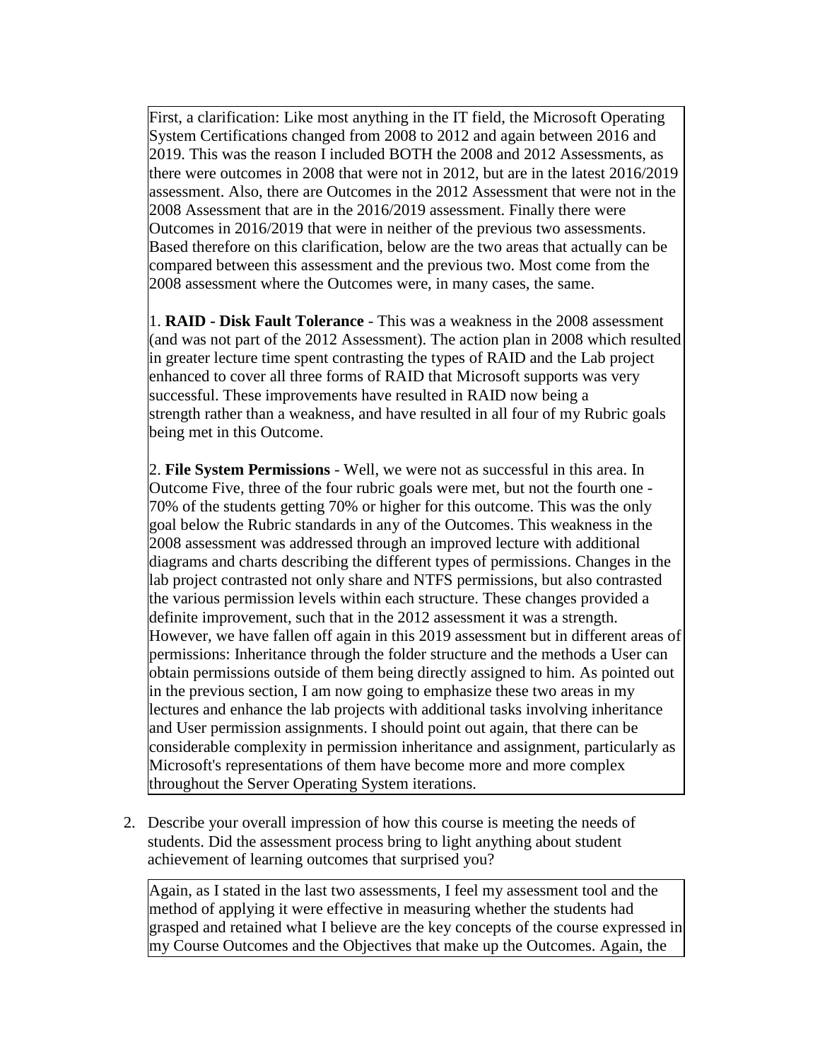First, a clarification: Like most anything in the IT field, the Microsoft Operating System Certifications changed from 2008 to 2012 and again between 2016 and 2019. This was the reason I included BOTH the 2008 and 2012 Assessments, as there were outcomes in 2008 that were not in 2012, but are in the latest 2016/2019 assessment. Also, there are Outcomes in the 2012 Assessment that were not in the 2008 Assessment that are in the 2016/2019 assessment. Finally there were Outcomes in 2016/2019 that were in neither of the previous two assessments. Based therefore on this clarification, below are the two areas that actually can be compared between this assessment and the previous two. Most come from the 2008 assessment where the Outcomes were, in many cases, the same.

1. **RAID - Disk Fault Tolerance** - This was a weakness in the 2008 assessment (and was not part of the 2012 Assessment). The action plan in 2008 which resulted in greater lecture time spent contrasting the types of RAID and the Lab project enhanced to cover all three forms of RAID that Microsoft supports was very successful. These improvements have resulted in RAID now being a strength rather than a weakness, and have resulted in all four of my Rubric goals being met in this Outcome.

2. **File System Permissions** - Well, we were not as successful in this area. In Outcome Five, three of the four rubric goals were met, but not the fourth one - 70% of the students getting 70% or higher for this outcome. This was the only goal below the Rubric standards in any of the Outcomes. This weakness in the 2008 assessment was addressed through an improved lecture with additional diagrams and charts describing the different types of permissions. Changes in the lab project contrasted not only share and NTFS permissions, but also contrasted the various permission levels within each structure. These changes provided a definite improvement, such that in the 2012 assessment it was a strength. However, we have fallen off again in this 2019 assessment but in different areas of permissions: Inheritance through the folder structure and the methods a User can obtain permissions outside of them being directly assigned to him. As pointed out in the previous section, I am now going to emphasize these two areas in my lectures and enhance the lab projects with additional tasks involving inheritance and User permission assignments. I should point out again, that there can be considerable complexity in permission inheritance and assignment, particularly as Microsoft's representations of them have become more and more complex throughout the Server Operating System iterations.

2. Describe your overall impression of how this course is meeting the needs of students. Did the assessment process bring to light anything about student achievement of learning outcomes that surprised you?

Again, as I stated in the last two assessments, I feel my assessment tool and the method of applying it were effective in measuring whether the students had grasped and retained what I believe are the key concepts of the course expressed in my Course Outcomes and the Objectives that make up the Outcomes. Again, the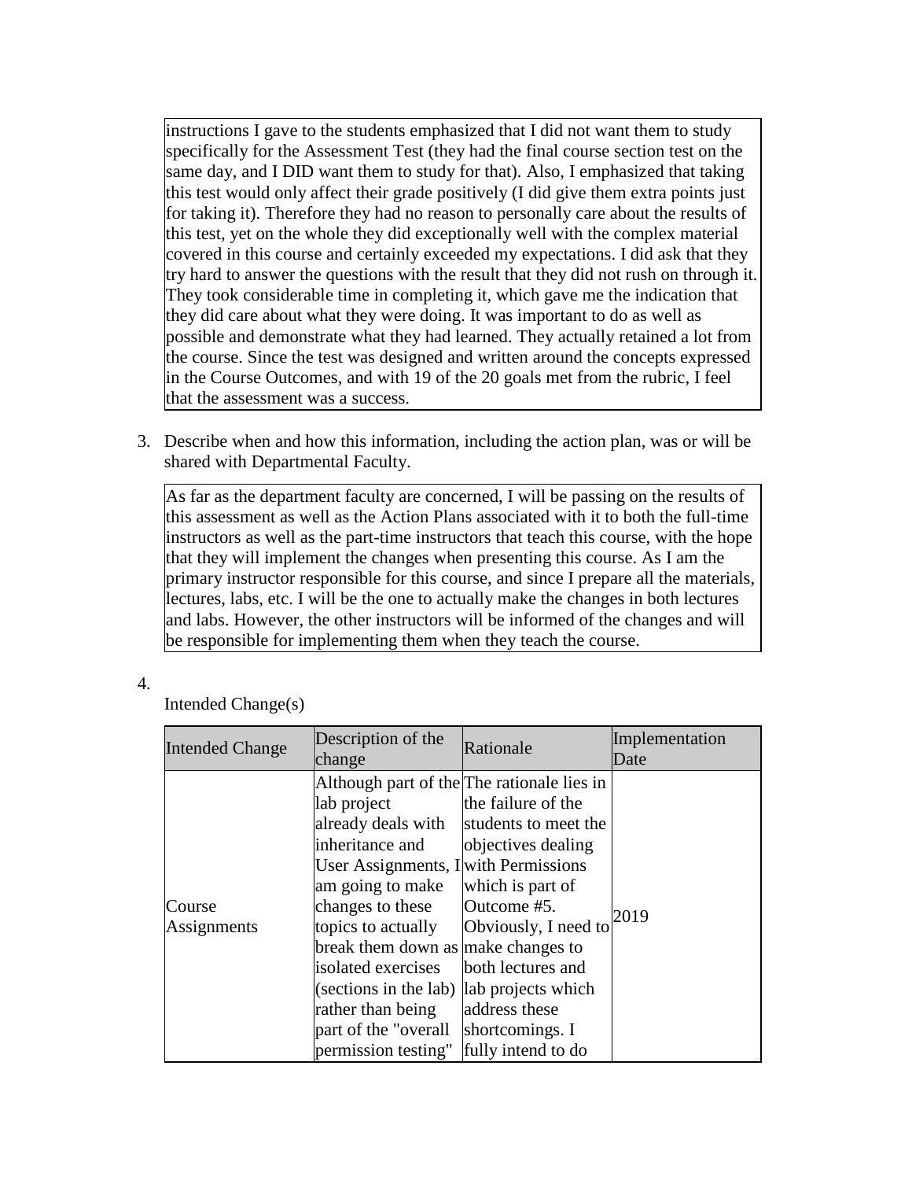instructions I gave to the students emphasized that I did not want them to study specifically for the Assessment Test (they had the final course section test on the same day, and I DID want them to study for that). Also, I emphasized that taking this test would only affect their grade positively (I did give them extra points just for taking it). Therefore they had no reason to personally care about the results of this test, yet on the whole they did exceptionally well with the complex material covered in this course and certainly exceeded my expectations. I did ask that they try hard to answer the questions with the result that they did not rush on through it. They took considerable time in completing it, which gave me the indication that they did care about what they were doing. It was important to do as well as possible and demonstrate what they had learned. They actually retained a lot from the course. Since the test was designed and written around the concepts expressed in the Course Outcomes, and with 19 of the 20 goals met from the rubric, I feel that the assessment was a success.

3. Describe when and how this information, including the action plan, was or will be shared with Departmental Faculty.

As far as the department faculty are concerned, I will be passing on the results of this assessment as well as the Action Plans associated with it to both the full-time instructors as well as the part-time instructors that teach this course, with the hope that they will implement the changes when presenting this course. As I am the primary instructor responsible for this course, and since I prepare all the materials, lectures, labs, etc. I will be the one to actually make the changes in both lectures and labs. However, the other instructors will be informed of the changes and will be responsible for implementing them when they teach the course.

4. Intended Change(s)

| Intended Change | Description of the change | Rationale | Implementation Date |
| --- | --- | --- | --- |
| Course Assignments | Although part of the lab project already deals with inheritance and User Assignments, I am going to make changes to these topics to actually break them down as isolated exercises (sections in the lab) rather than being part of the "overall permission testing" | The rationale lies in the failure of the students to meet the objectives dealing with Permissions which is part of Outcome #5. Obviously, I need to make changes to both lectures and lab projects which address these shortcomings. I fully intend to do | 2019 |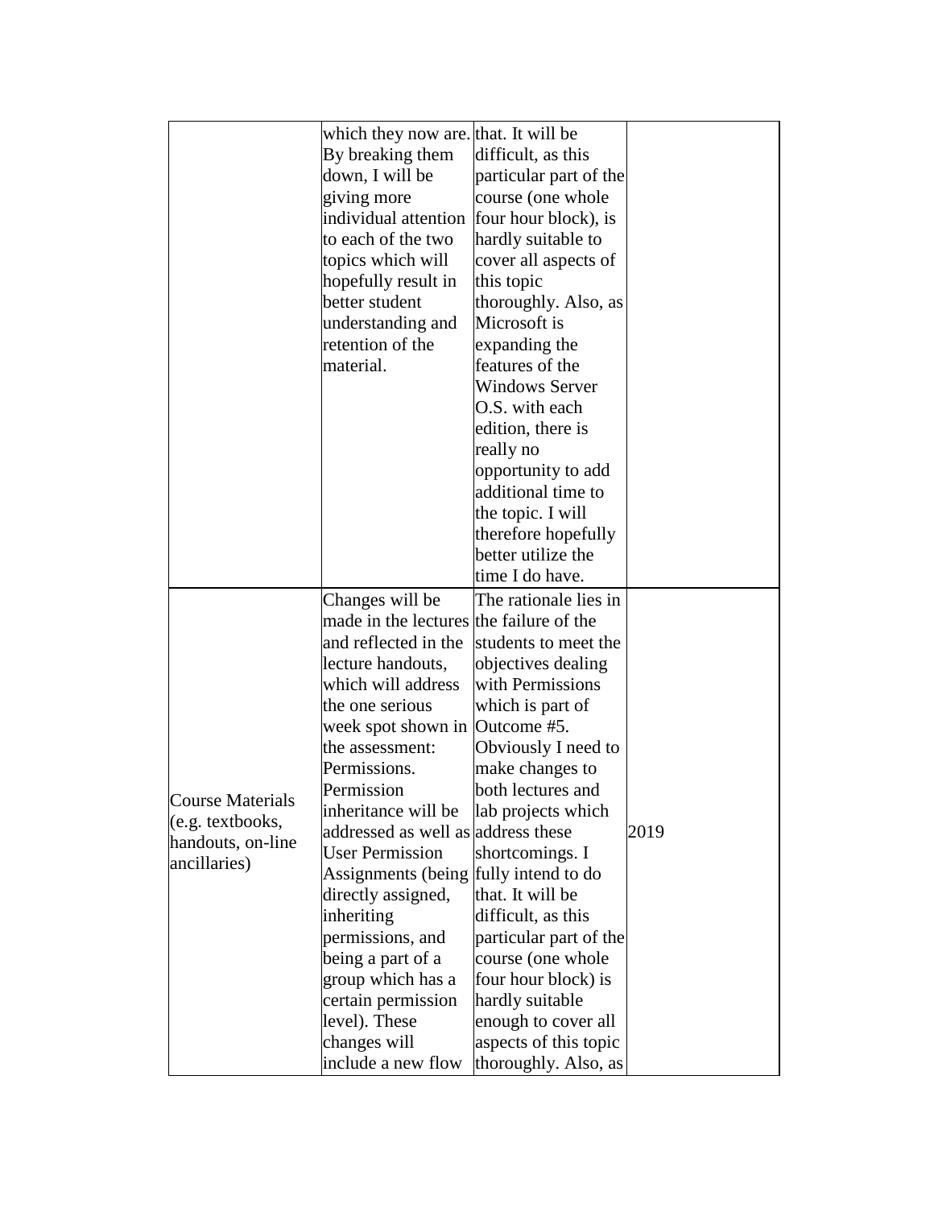| | | | |
|---|---|---|---|
| | which they now are. By breaking them down, I will be giving more individual attention to each of the two topics which will hopefully result in better student understanding and retention of the material. | that. It will be difficult, as this particular part of the course (one whole four hour block), is hardly suitable to cover all aspects of this topic thoroughly. Also, as Microsoft is expanding the features of the Windows Server O.S. with each edition, there is really no opportunity to add additional time to the topic. I will therefore hopefully better utilize the time I do have. | |
| Course Materials (e.g. textbooks, handouts, on-line ancillaries) | Changes will be made in the lectures and reflected in the lecture handouts, which will address the one serious week spot shown in the assessment: Permissions. Permission inheritance will be addressed as well as User Permission Assignments (being directly assigned, inheriting permissions, and being a part of a group which has a certain permission level). These changes will include a new flow | The rationale lies in the failure of the students to meet the objectives dealing with Permissions which is part of Outcome #5. Obviously I need to make changes to both lectures and lab projects which address these shortcomings. I fully intend to do that. It will be difficult, as this particular part of the course (one whole four hour block) is hardly suitable enough to cover all aspects of this topic thoroughly. Also, as | 2019 |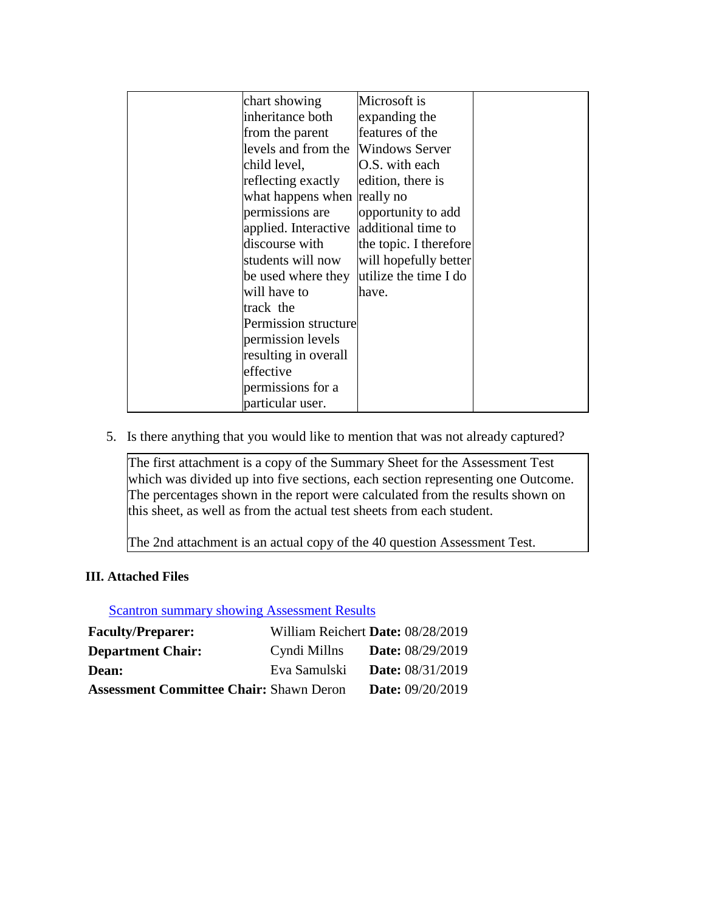|  | chart showing inheritance both from the parent levels and from the child level, reflecting exactly what happens when permissions are applied. Interactive discourse with students will now be used where they will have to track the Permission structure permission levels resulting in overall effective permissions for a particular user. | Microsoft is expanding the features of the Windows Server O.S. with each edition, there is really no opportunity to add additional time to the topic. I therefore will hopefully better utilize the time I do have. |  |
|---|---|---|---|

5. Is there anything that you would like to mention that was not already captured?

| The first attachment is a copy of the Summary Sheet for the Assessment Test which was divided up into five sections, each section representing one Outcome. The percentages shown in the report were calculated from the results shown on this sheet, as well as from the actual test sheets from each student.<br><br>The 2nd attachment is an actual copy of the 40 question Assessment Test. |
|---|

### III. Attached Files

Scantron summary showing Assessment Results

| | | |
|---|---|---|
| **Faculty/Preparer:** | William Reichert | **Date:** 08/28/2019 |
| **Department Chair:** | Cyndi Millns | **Date:** 08/29/2019 |
| **Dean:** | Eva Samulski | **Date:** 08/31/2019 |
| **Assessment Committee Chair:** | Shawn Deron | **Date:** 09/20/2019 |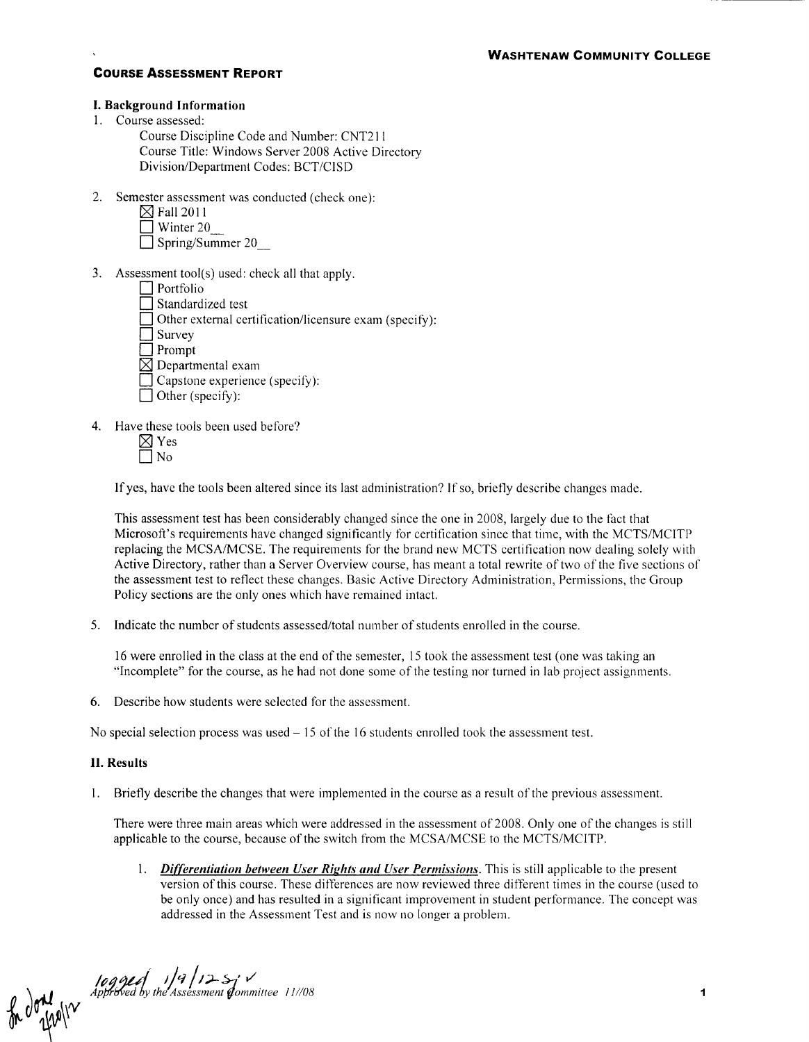**WASHTENAW COMMUNITY COLLEGE**

## COURSE ASSESSMENT REPORT

### I. Background Information

1. Course assessed:
   Course Discipline Code and Number: CNT211
   Course Title: Windows Server 2008 Active Directory
   Division/Department Codes: BCT/CISD

2. Semester assessment was conducted (check one):
   - ☒ Fall 2011
   - ☐ Winter 20__
   - ☐ Spring/Summer 20__

3. Assessment tool(s) used: check all that apply.
   - ☐ Portfolio
   - ☐ Standardized test
   - ☐ Other external certification/licensure exam (specify):
   - ☐ Survey
   - ☐ Prompt
   - ☒ Departmental exam
   - ☐ Capstone experience (specify):
   - ☐ Other (specify):

4. Have these tools been used before?
   - ☒ Yes
   - ☐ No

   If yes, have the tools been altered since its last administration? If so, briefly describe changes made.

   This assessment test has been considerably changed since the one in 2008, largely due to the fact that Microsoft's requirements have changed significantly for certification since that time, with the MCTS/MCITP replacing the MCSA/MCSE. The requirements for the brand new MCTS certification now dealing solely with Active Directory, rather than a Server Overview course, has meant a total rewrite of two of the five sections of the assessment test to reflect these changes. Basic Active Directory Administration, Permissions, the Group Policy sections are the only ones which have remained intact.

5. Indicate the number of students assessed/total number of students enrolled in the course.

   16 were enrolled in the class at the end of the semester, 15 took the assessment test (one was taking an "Incomplete" for the course, as he had not done some of the testing nor turned in lab project assignments.

6. Describe how students were selected for the assessment.

No special selection process was used – 15 of the 16 students enrolled took the assessment test.

### II. Results

1. Briefly describe the changes that were implemented in the course as a result of the previous assessment.

   There were three main areas which were addressed in the assessment of 2008. Only one of the changes is still applicable to the course, because of the switch from the MCSA/MCSE to the MCTS/MCITP.

   1. ***Differentiation between User Rights and User Permissions***. This is still applicable to the present version of this course. These differences are now reviewed three different times in the course (used to be only once) and has resulted in a significant improvement in student performance. The concept was addressed in the Assessment Test and is now no longer a problem.

logged 1/9/12 sj ✓

fn done 2/10/12

*Approved by the Assessment Committee 11//08*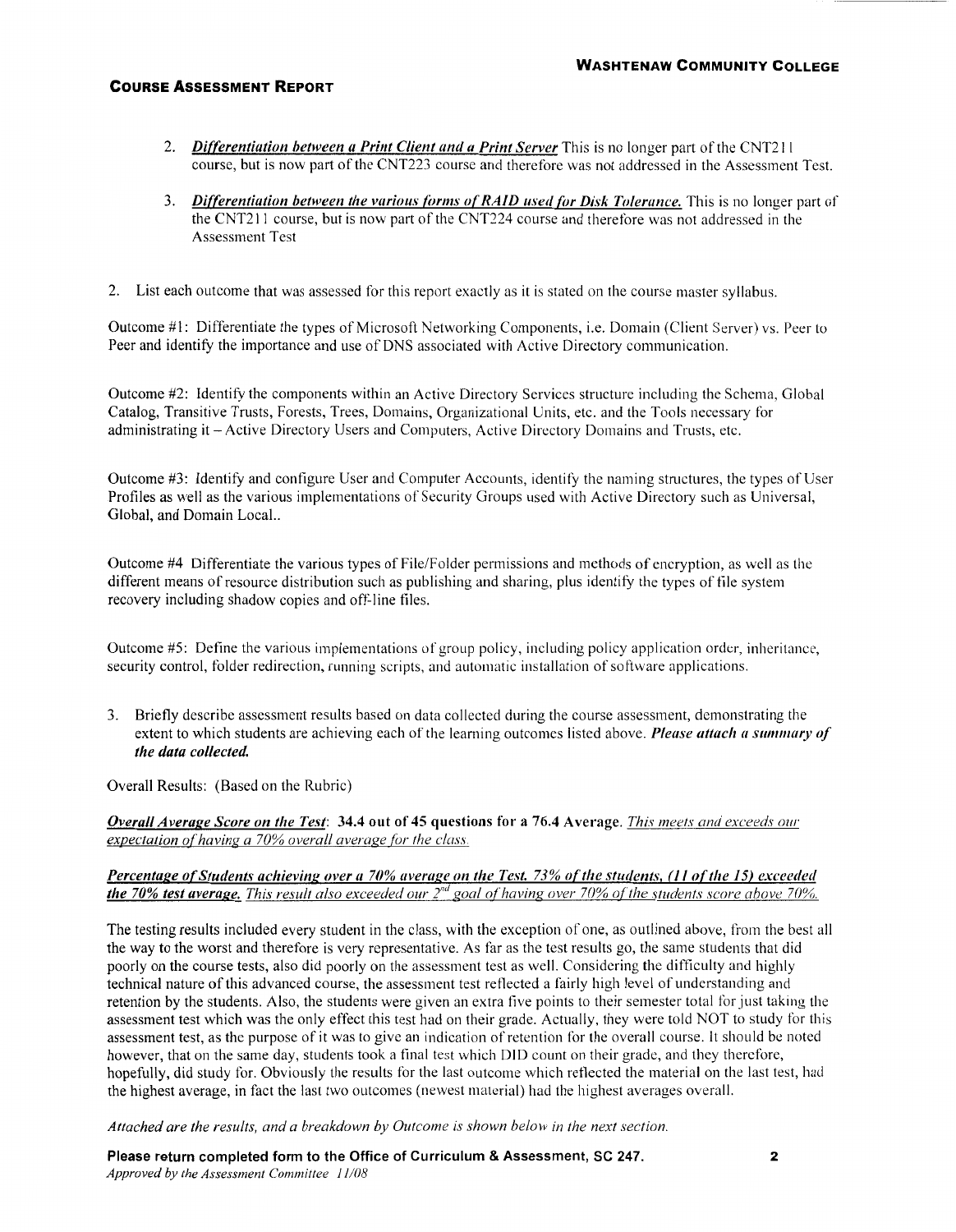2. ***Differentiation between a Print Client and a Print Server*** This is no longer part of the CNT211 course, but is now part of the CNT223 course and therefore was not addressed in the Assessment Test.

3. ***Differentiation between the various forms of RAID used for Disk Tolerance.*** This is no longer part of the CNT211 course, but is now part of the CNT224 course and therefore was not addressed in the Assessment Test

2. List each outcome that was assessed for this report exactly as it is stated on the course master syllabus.

Outcome #1: Differentiate the types of Microsoft Networking Components, i.e. Domain (Client Server) vs. Peer to Peer and identify the importance and use of DNS associated with Active Directory communication.

Outcome #2: Identify the components within an Active Directory Services structure including the Schema, Global Catalog, Transitive Trusts, Forests, Trees, Domains, Organizational Units, etc. and the Tools necessary for administrating it – Active Directory Users and Computers, Active Directory Domains and Trusts, etc.

Outcome #3: Identify and configure User and Computer Accounts, identify the naming structures, the types of User Profiles as well as the various implementations of Security Groups used with Active Directory such as Universal, Global, and Domain Local..

Outcome #4 Differentiate the various types of File/Folder permissions and methods of encryption, as well as the different means of resource distribution such as publishing and sharing, plus identify the types of file system recovery including shadow copies and off-line files.

Outcome #5: Define the various implementations of group policy, including policy application order, inheritance, security control, folder redirection, running scripts, and automatic installation of software applications.

3. Briefly describe assessment results based on data collected during the course assessment, demonstrating the extent to which students are achieving each of the learning outcomes listed above. ***Please attach a summary of the data collected.***

Overall Results: (Based on the Rubric)

***Overall Average Score on the Test***: **34.4 out of 45 questions for a 76.4 Average.** *This meets and exceeds our expectation of having a 70% overall average for the class.*

***Percentage of Students achieving over a 70% average on the Test. 73% of the students, (11 of the 15) exceeded the 70% test average.*** *This result also exceeded our 2nd goal of having over 70% of the students score above 70%.*

The testing results included every student in the class, with the exception of one, as outlined above, from the best all the way to the worst and therefore is very representative. As far as the test results go, the same students that did poorly on the course tests, also did poorly on the assessment test as well. Considering the difficulty and highly technical nature of this advanced course, the assessment test reflected a fairly high level of understanding and retention by the students. Also, the students were given an extra five points to their semester total for just taking the assessment test which was the only effect this test had on their grade. Actually, they were told NOT to study for this assessment test, as the purpose of it was to give an indication of retention for the overall course. It should be noted however, that on the same day, students took a final test which DID count on their grade, and they therefore, hopefully, did study for. Obviously the results for the last outcome which reflected the material on the last test, had the highest average, in fact the last two outcomes (newest material) had the highest averages overall.

*Attached are the results, and a breakdown by Outcome is shown below in the next section.*

**Please return completed form to the Office of Curriculum & Assessment, SC 247.**
*Approved by the Assessment Committee 11/08*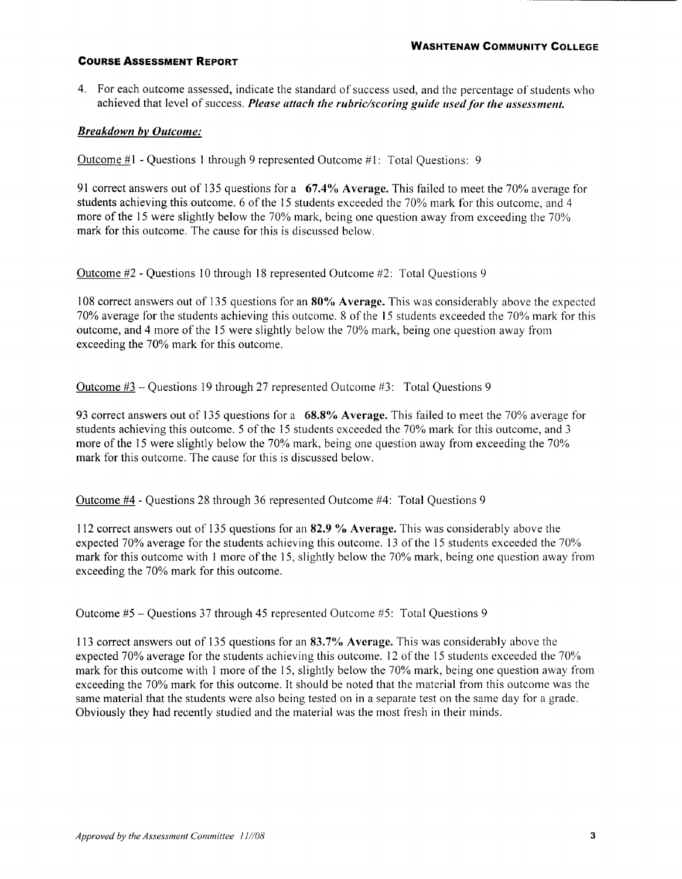4. For each outcome assessed, indicate the standard of success used, and the percentage of students who achieved that level of success. ***Please attach the rubric/scoring guide used for the assessment.***

***Breakdown by Outcome:***

Outcome #1 - Questions 1 through 9 represented Outcome #1: Total Questions: 9

91 correct answers out of 135 questions for a **67.4% Average.** This failed to meet the 70% average for students achieving this outcome. 6 of the 15 students exceeded the 70% mark for this outcome, and 4 more of the 15 were slightly below the 70% mark, being one question away from exceeding the 70% mark for this outcome. The cause for this is discussed below.

Outcome #2 - Questions 10 through 18 represented Outcome #2: Total Questions 9

108 correct answers out of 135 questions for an **80% Average.** This was considerably above the expected 70% average for the students achieving this outcome. 8 of the 15 students exceeded the 70% mark for this outcome, and 4 more of the 15 were slightly below the 70% mark, being one question away from exceeding the 70% mark for this outcome.

Outcome #3 – Questions 19 through 27 represented Outcome #3: Total Questions 9

93 correct answers out of 135 questions for a **68.8% Average.** This failed to meet the 70% average for students achieving this outcome. 5 of the 15 students exceeded the 70% mark for this outcome, and 3 more of the 15 were slightly below the 70% mark, being one question away from exceeding the 70% mark for this outcome. The cause for this is discussed below.

Outcome #4 - Questions 28 through 36 represented Outcome #4: Total Questions 9

112 correct answers out of 135 questions for an **82.9 % Average.** This was considerably above the expected 70% average for the students achieving this outcome. 13 of the 15 students exceeded the 70% mark for this outcome with 1 more of the 15, slightly below the 70% mark, being one question away from exceeding the 70% mark for this outcome.

Outcome #5 – Questions 37 through 45 represented Outcome #5: Total Questions 9

113 correct answers out of 135 questions for an **83.7% Average.** This was considerably above the expected 70% average for the students achieving this outcome. 12 of the 15 students exceeded the 70% mark for this outcome with 1 more of the 15, slightly below the 70% mark, being one question away from exceeding the 70% mark for this outcome. It should be noted that the material from this outcome was the same material that the students were also being tested on in a separate test on the same day for a grade. Obviously they had recently studied and the material was the most fresh in their minds.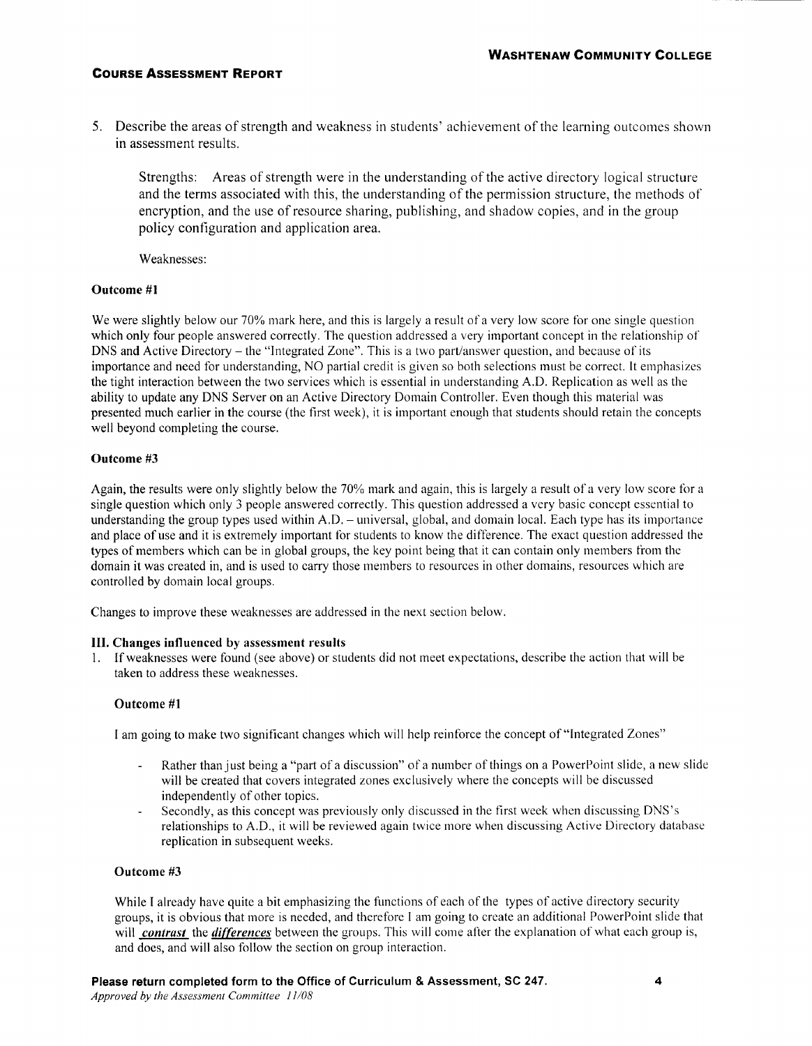5. Describe the areas of strength and weakness in students' achievement of the learning outcomes shown in assessment results.

   Strengths: Areas of strength were in the understanding of the active directory logical structure and the terms associated with this, the understanding of the permission structure, the methods of encryption, and the use of resource sharing, publishing, and shadow copies, and in the group policy configuration and application area.

   Weaknesses:

**Outcome #1**

We were slightly below our 70% mark here, and this is largely a result of a very low score for one single question which only four people answered correctly. The question addressed a very important concept in the relationship of DNS and Active Directory – the "Integrated Zone". This is a two part/answer question, and because of its importance and need for understanding, NO partial credit is given so both selections must be correct. It emphasizes the tight interaction between the two services which is essential in understanding A.D. Replication as well as the ability to update any DNS Server on an Active Directory Domain Controller. Even though this material was presented much earlier in the course (the first week), it is important enough that students should retain the concepts well beyond completing the course.

**Outcome #3**

Again, the results were only slightly below the 70% mark and again, this is largely a result of a very low score for a single question which only 3 people answered correctly. This question addressed a very basic concept essential to understanding the group types used within A.D. – universal, global, and domain local. Each type has its importance and place of use and it is extremely important for students to know the difference. The exact question addressed the types of members which can be in global groups, the key point being that it can contain only members from the domain it was created in, and is used to carry those members to resources in other domains, resources which are controlled by domain local groups.

Changes to improve these weaknesses are addressed in the next section below.

**III. Changes influenced by assessment results**

1. If weaknesses were found (see above) or students did not meet expectations, describe the action that will be taken to address these weaknesses.

   **Outcome #1**

   I am going to make two significant changes which will help reinforce the concept of "Integrated Zones"

   - Rather than just being a "part of a discussion" of a number of things on a PowerPoint slide, a new slide will be created that covers integrated zones exclusively where the concepts will be discussed independently of other topics.
   - Secondly, as this concept was previously only discussed in the first week when discussing DNS's relationships to A.D., it will be reviewed again twice more when discussing Active Directory database replication in subsequent weeks.

   **Outcome #3**

   While I already have quite a bit emphasizing the functions of each of the types of active directory security groups, it is obvious that more is needed, and therefore I am going to create an additional PowerPoint slide that will ***contrast*** the ***differences*** between the groups. This will come after the explanation of what each group is, and does, and will also follow the section on group interaction.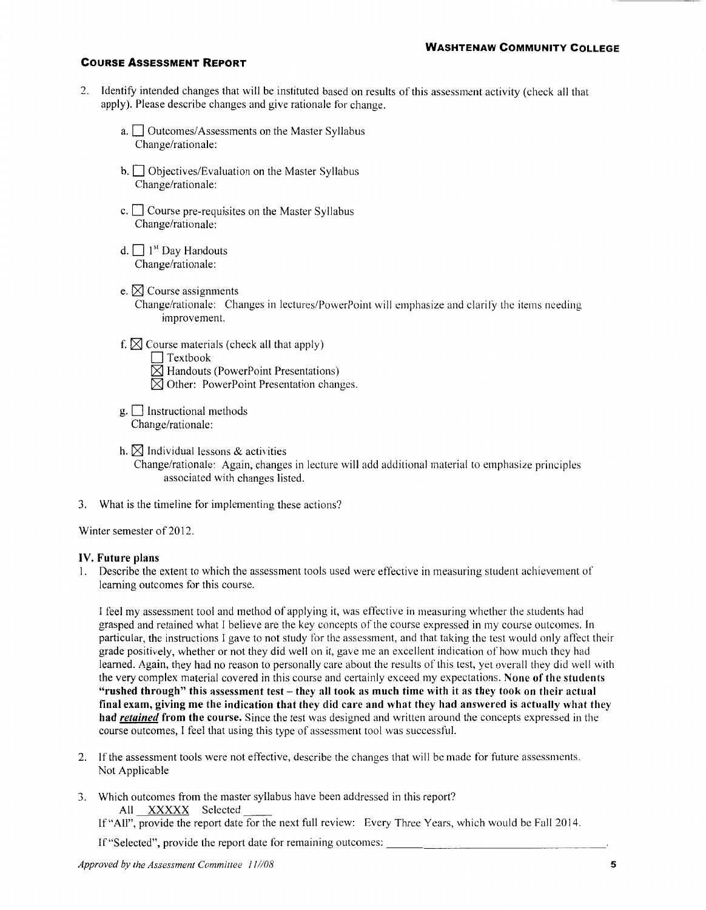**COURSE ASSESSMENT REPORT**

2. Identify intended changes that will be instituted based on results of this assessment activity (check all that apply). Please describe changes and give rationale for change.

   a. ☐ Outcomes/Assessments on the Master Syllabus
   Change/rationale:

   b. ☐ Objectives/Evaluation on the Master Syllabus
   Change/rationale:

   c. ☐ Course pre-requisites on the Master Syllabus
   Change/rationale:

   d. ☐ 1st Day Handouts
   Change/rationale:

   e. ☒ Course assignments
   Change/rationale: Changes in lectures/PowerPoint will emphasize and clarify the items needing improvement.

   f. ☒ Course materials (check all that apply)
   ☐ Textbook
   ☒ Handouts (PowerPoint Presentations)
   ☒ Other: PowerPoint Presentation changes.

   g. ☐ Instructional methods
   Change/rationale:

   h. ☒ Individual lessons & activities
   Change/rationale: Again, changes in lecture will add additional material to emphasize principles associated with changes listed.

3. What is the timeline for implementing these actions?

Winter semester of 2012.

**IV. Future plans**

1. Describe the extent to which the assessment tools used were effective in measuring student achievement of learning outcomes for this course.

   I feel my assessment tool and method of applying it, was effective in measuring whether the students had grasped and retained what I believe are the key concepts of the course expressed in my course outcomes. In particular, the instructions I gave to not study for the assessment, and that taking the test would only affect their grade positively, whether or not they did well on it, gave me an excellent indication of how much they had learned. Again, they had no reason to personally care about the results of this test, yet overall they did well with the very complex material covered in this course and certainly exceed my expectations. **None of the students "rushed through" this assessment test – they all took as much time with it as they took on their actual final exam, giving me the indication that they did care and what they had answered is actually what they had *retained* from the course.** Since the test was designed and written around the concepts expressed in the course outcomes, I feel that using this type of assessment tool was successful.

2. If the assessment tools were not effective, describe the changes that will be made for future assessments.
   Not Applicable

3. Which outcomes from the master syllabus have been addressed in this report?
   All \_\_XXXXX\_\_ Selected \_\_\_\_\_
   If "All", provide the report date for the next full review: Every Three Years, which would be Fall 2014.
   If "Selected", provide the report date for remaining outcomes: \_\_\_\_\_\_\_\_\_\_\_\_\_\_\_\_\_\_\_\_\_\_\_\_\_\_\_\_\_\_\_\_\_\_\_\_\_\_\_\_.

*Approved by the Assessment Committee 11//08*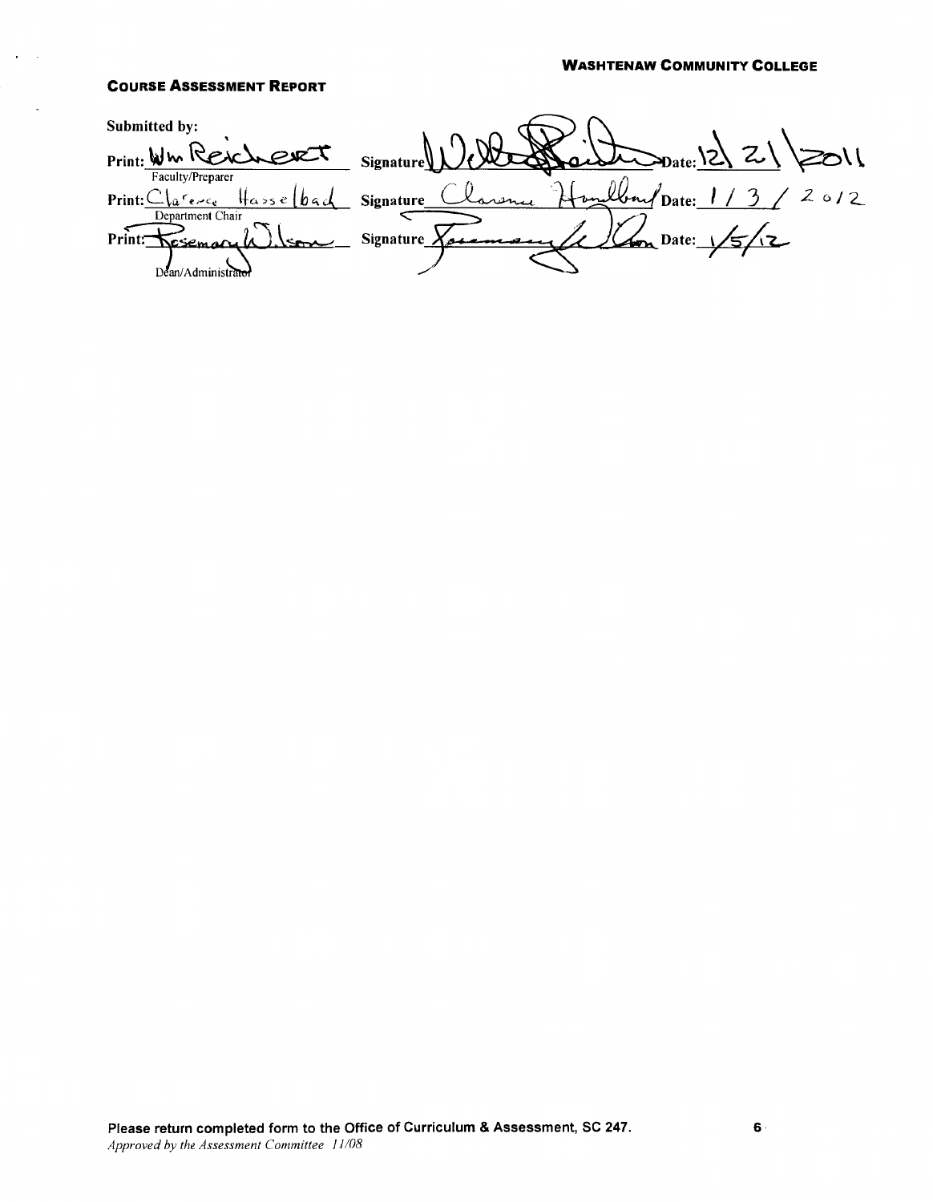**WASHTENAW COMMUNITY COLLEGE**

**COURSE ASSESSMENT REPORT**

**Submitted by:**

Print: Wm Reichert &nbsp;&nbsp;&nbsp; Signature _________ Date: 12\21\2011
Faculty/Preparer

Print: Clarence Hasselbach &nbsp;&nbsp;&nbsp; Signature _________ Date: 1 / 3 / 2012
Department Chair

Print: Rosemary Wilson &nbsp;&nbsp;&nbsp; Signature _________ Date: 1/5/12
Dean/Administrator

**Please return completed form to the Office of Curriculum & Assessment, SC 247.**
*Approved by the Assessment Committee 11/08*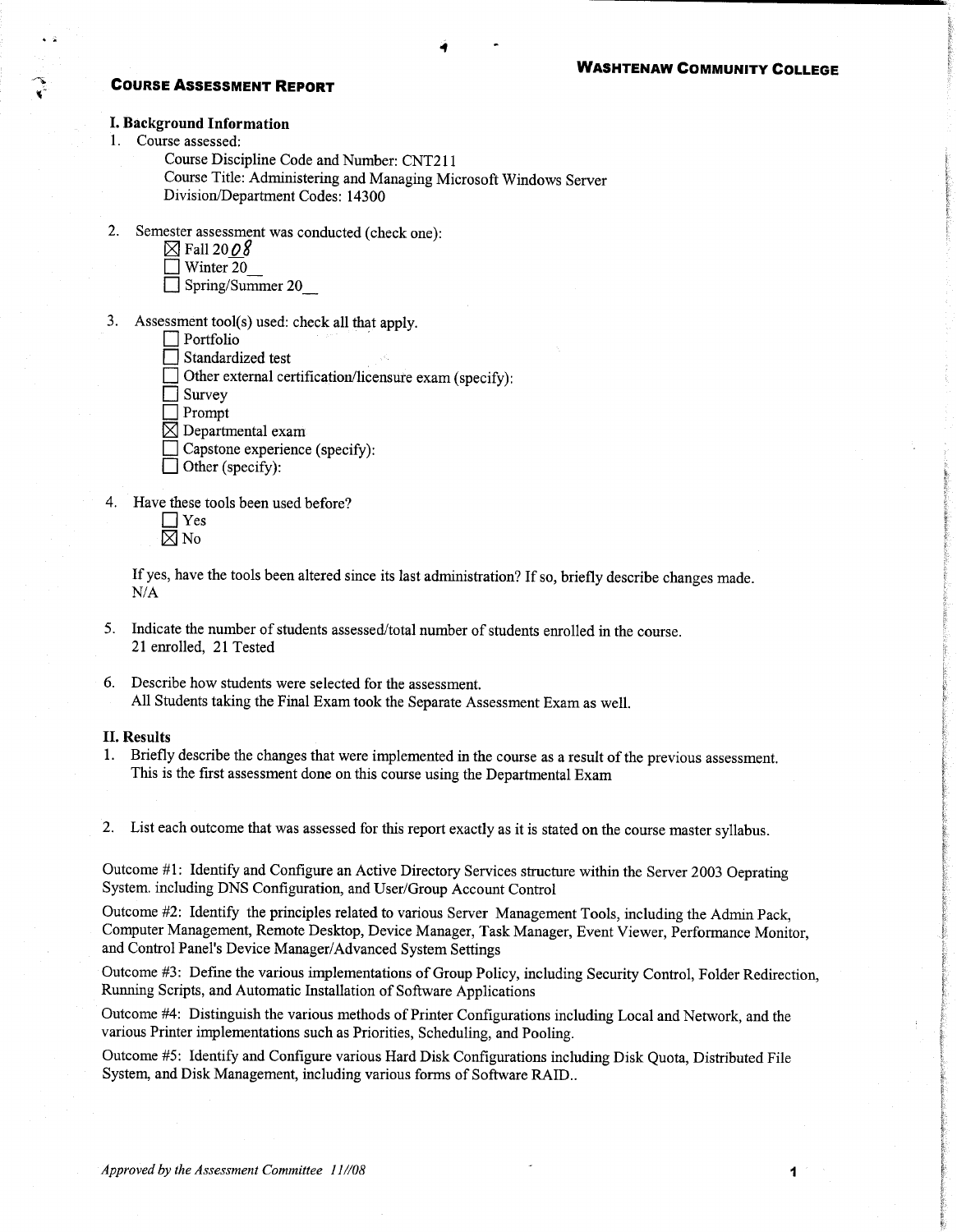**Washtenaw Community College**

## Course Assessment Report

### I. Background Information

1. Course assessed:
   - Course Discipline Code and Number: CNT211
   - Course Title: Administering and Managing Microsoft Windows Server
   - Division/Department Codes: 14300

2. Semester assessment was conducted (check one):
   - ☒ Fall 2008
   - ☐ Winter 20__
   - ☐ Spring/Summer 20__

3. Assessment tool(s) used: check all that apply.
   - ☐ Portfolio
   - ☐ Standardized test
   - ☐ Other external certification/licensure exam (specify):
   - ☐ Survey
   - ☐ Prompt
   - ☒ Departmental exam
   - ☐ Capstone experience (specify):
   - ☐ Other (specify):

4. Have these tools been used before?
   - ☐ Yes
   - ☒ No

   If yes, have the tools been altered since its last administration? If so, briefly describe changes made.
   N/A

5. Indicate the number of students assessed/total number of students enrolled in the course.
   21 enrolled, 21 Tested

6. Describe how students were selected for the assessment.
   All Students taking the Final Exam took the Separate Assessment Exam as well.

### II. Results

1. Briefly describe the changes that were implemented in the course as a result of the previous assessment.
   This is the first assessment done on this course using the Departmental Exam

2. List each outcome that was assessed for this report exactly as it is stated on the course master syllabus.

Outcome #1: Identify and Configure an Active Directory Services structure within the Server 2003 Oeprating System. including DNS Configuration, and User/Group Account Control

Outcome #2: Identify the principles related to various Server Management Tools, including the Admin Pack, Computer Management, Remote Desktop, Device Manager, Task Manager, Event Viewer, Performance Monitor, and Control Panel's Device Manager/Advanced System Settings

Outcome #3: Define the various implementations of Group Policy, including Security Control, Folder Redirection, Running Scripts, and Automatic Installation of Software Applications

Outcome #4: Distinguish the various methods of Printer Configurations including Local and Network, and the various Printer implementations such as Priorities, Scheduling, and Pooling.

Outcome #5: Identify and Configure various Hard Disk Configurations including Disk Quota, Distributed File System, and Disk Management, including various forms of Software RAID..

*Approved by the Assessment Committee 11//08*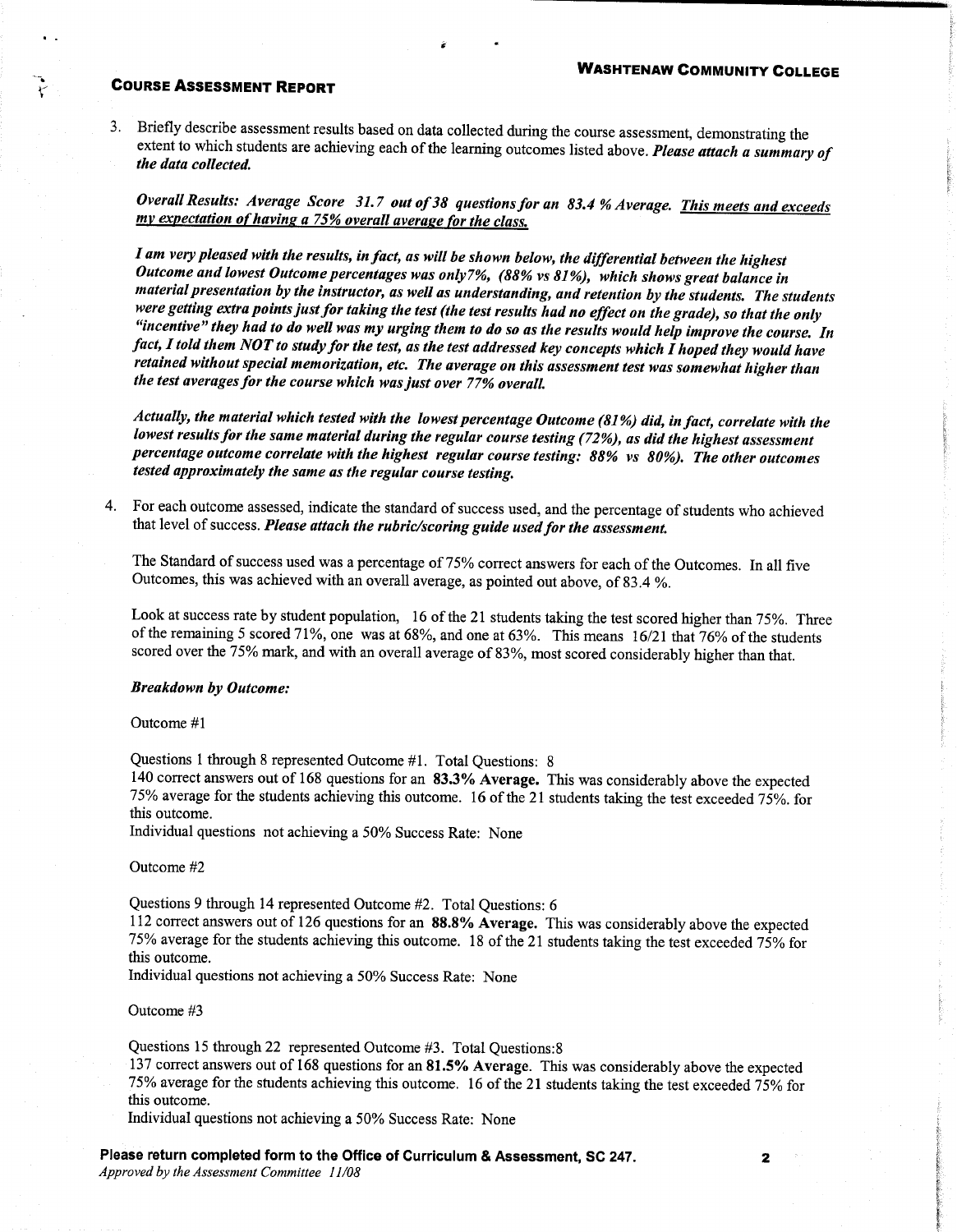**COURSE ASSESSMENT REPORT**

**WASHTENAW COMMUNITY COLLEGE**

3. Briefly describe assessment results based on data collected during the course assessment, demonstrating the extent to which students are achieving each of the learning outcomes listed above. ***Please attach a summary of the data collected.***

*Overall Results: Average Score 31.7 out of 38 questions for an 83.4 % Average. <u>This meets and exceeds my expectation of having a 75% overall average for the class.</u>*

***I am very pleased with the results, in fact, as will be shown below, the differential between the highest Outcome and lowest Outcome percentages was only7%, (88% vs 81%), which shows great balance in material presentation by the instructor, as well as understanding, and retention by the students. The students were getting extra points just for taking the test (the test results had no effect on the grade), so that the only "incentive" they had to do well was my urging them to do so as the results would help improve the course. In fact, I told them NOT to study for the test, as the test addressed key concepts which I hoped they would have retained without special memorization, etc. The average on this assessment test was somewhat higher than the test averages for the course which was just over 77% overall.***

***Actually, the material which tested with the lowest percentage Outcome (81%) did, in fact, correlate with the lowest results for the same material during the regular course testing (72%), as did the highest assessment percentage outcome correlate with the highest regular course testing: 88% vs 80%). The other outcomes tested approximately the same as the regular course testing.***

4. For each outcome assessed, indicate the standard of success used, and the percentage of students who achieved that level of success. ***Please attach the rubric/scoring guide used for the assessment.***

The Standard of success used was a percentage of 75% correct answers for each of the Outcomes. In all five Outcomes, this was achieved with an overall average, as pointed out above, of 83.4 %.

Look at success rate by student population, 16 of the 21 students taking the test scored higher than 75%. Three of the remaining 5 scored 71%, one was at 68%, and one at 63%. This means 16/21 that 76% of the students scored over the 75% mark, and with an overall average of 83%, most scored considerably higher than that.

***Breakdown by Outcome:***

Outcome #1

Questions 1 through 8 represented Outcome #1. Total Questions: 8
140 correct answers out of 168 questions for an **83.3% Average.** This was considerably above the expected 75% average for the students achieving this outcome. 16 of the 21 students taking the test exceeded 75%. for this outcome.
Individual questions not achieving a 50% Success Rate: None

Outcome #2

Questions 9 through 14 represented Outcome #2. Total Questions: 6
112 correct answers out of 126 questions for an **88.8% Average.** This was considerably above the expected 75% average for the students achieving this outcome. 18 of the 21 students taking the test exceeded 75% for this outcome.
Individual questions not achieving a 50% Success Rate: None

Outcome #3

Questions 15 through 22 represented Outcome #3. Total Questions:8
137 correct answers out of 168 questions for an **81.5% Average**. This was considerably above the expected 75% average for the students achieving this outcome. 16 of the 21 students taking the test exceeded 75% for this outcome.
Individual questions not achieving a 50% Success Rate: None

**Please return completed form to the Office of Curriculum & Assessment, SC 247.**
*Approved by the Assessment Committee 11/08*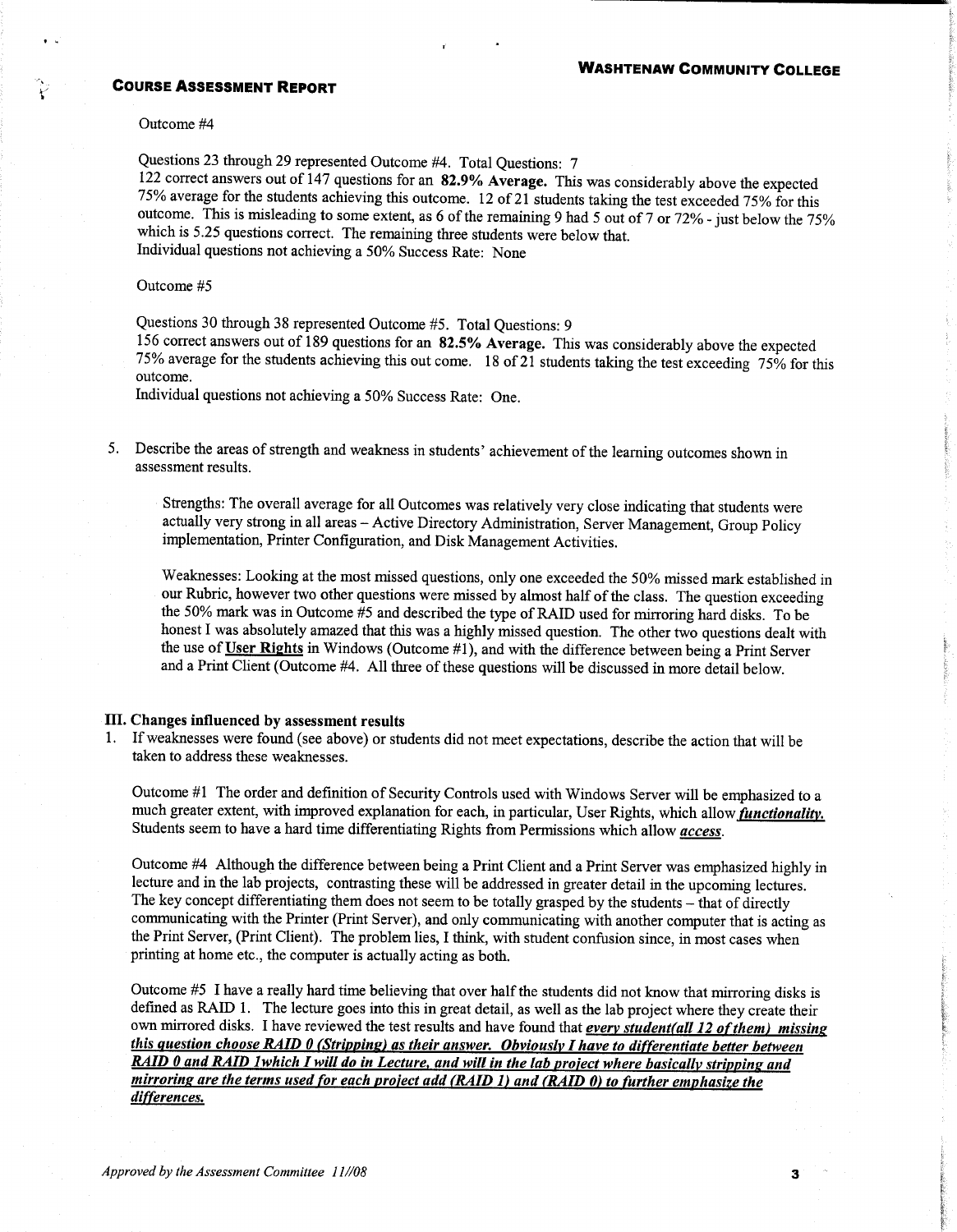Outcome #4

Questions 23 through 29 represented Outcome #4. Total Questions: 7
122 correct answers out of 147 questions for an **82.9% Average.** This was considerably above the expected 75% average for the students achieving this outcome. 12 of 21 students taking the test exceeded 75% for this outcome. This is misleading to some extent, as 6 of the remaining 9 had 5 out of 7 or 72% - just below the 75% which is 5.25 questions correct. The remaining three students were below that.
Individual questions not achieving a 50% Success Rate: None

Outcome #5

Questions 30 through 38 represented Outcome #5. Total Questions: 9
156 correct answers out of 189 questions for an **82.5% Average.** This was considerably above the expected 75% average for the students achieving this out come. 18 of 21 students taking the test exceeding 75% for this outcome.
Individual questions not achieving a 50% Success Rate: One.

5. Describe the areas of strength and weakness in students' achievement of the learning outcomes shown in assessment results.

   Strengths: The overall average for all Outcomes was relatively very close indicating that students were actually very strong in all areas – Active Directory Administration, Server Management, Group Policy implementation, Printer Configuration, and Disk Management Activities.

   Weaknesses: Looking at the most missed questions, only one exceeded the 50% missed mark established in our Rubric, however two other questions were missed by almost half of the class. The question exceeding the 50% mark was in Outcome #5 and described the type of RAID used for mirroring hard disks. To be honest I was absolutely amazed that this was a highly missed question. The other two questions dealt with the use of **User Rights** in Windows (Outcome #1), and with the difference between being a Print Server and a Print Client (Outcome #4. All three of these questions will be discussed in more detail below.

## III. Changes influenced by assessment results

1. If weaknesses were found (see above) or students did not meet expectations, describe the action that will be taken to address these weaknesses.

   Outcome #1 The order and definition of Security Controls used with Windows Server will be emphasized to a much greater extent, with improved explanation for each, in particular, User Rights, which allow ***functionality.*** Students seem to have a hard time differentiating Rights from Permissions which allow *access*.

   Outcome #4 Although the difference between being a Print Client and a Print Server was emphasized highly in lecture and in the lab projects, contrasting these will be addressed in greater detail in the upcoming lectures. The key concept differentiating them does not seem to be totally grasped by the students – that of directly communicating with the Printer (Print Server), and only communicating with another computer that is acting as the Print Server, (Print Client). The problem lies, I think, with student confusion since, in most cases when printing at home etc., the computer is actually acting as both.

   Outcome #5 I have a really hard time believing that over half the students did not know that mirroring disks is defined as RAID 1. The lecture goes into this in great detail, as well as the lab project where they create their own mirrored disks. I have reviewed the test results and have found that ***every student(all 12 of them) missing this question choose RAID 0 (Stripping) as their answer. Obviously I have to differentiate better between RAID 0 and RAID 1which I will do in Lecture, and will in the lab project where basically stripping and mirroring are the terms used for each project add (RAID 1) and (RAID 0) to further emphasize the differences.***

*Approved by the Assessment Committee 11//08*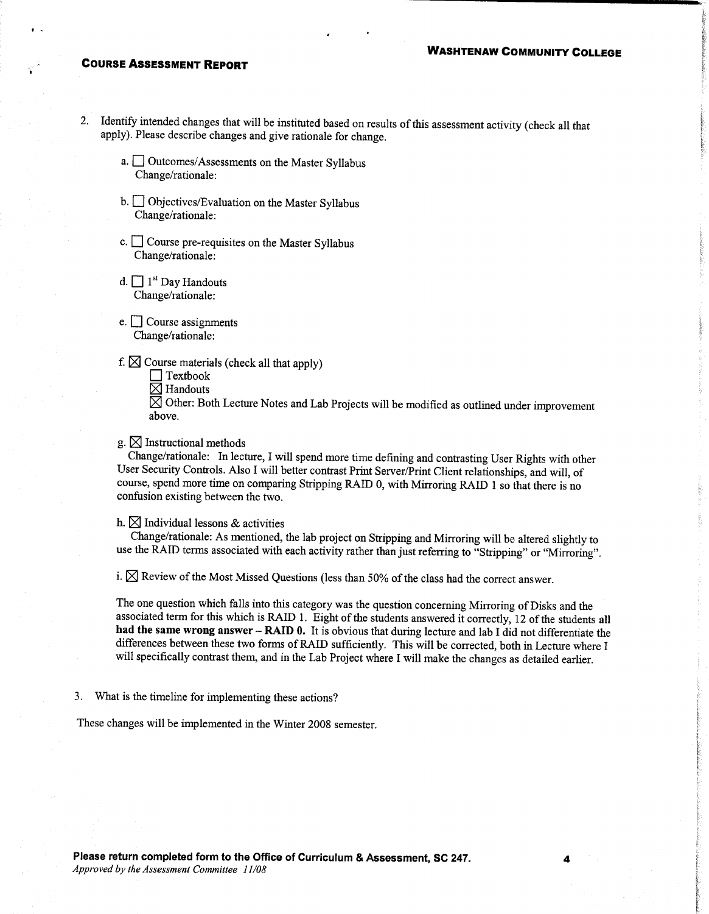2. Identify intended changes that will be instituted based on results of this assessment activity (check all that apply). Please describe changes and give rationale for change.

   a. ☐ Outcomes/Assessments on the Master Syllabus
   Change/rationale:

   b. ☐ Objectives/Evaluation on the Master Syllabus
   Change/rationale:

   c. ☐ Course pre-requisites on the Master Syllabus
   Change/rationale:

   d. ☐ 1st Day Handouts
   Change/rationale:

   e. ☐ Course assignments
   Change/rationale:

   f. ☒ Course materials (check all that apply)
   ☐ Textbook
   ☒ Handouts
   ☒ Other: Both Lecture Notes and Lab Projects will be modified as outlined under improvement above.

   g. ☒ Instructional methods
   Change/rationale: In lecture, I will spend more time defining and contrasting User Rights with other User Security Controls. Also I will better contrast Print Server/Print Client relationships, and will, of course, spend more time on comparing Stripping RAID 0, with Mirroring RAID 1 so that there is no confusion existing between the two.

   h. ☒ Individual lessons & activities
   Change/rationale: As mentioned, the lab project on Stripping and Mirroring will be altered slightly to use the RAID terms associated with each activity rather than just referring to "Stripping" or "Mirroring".

   i. ☒ Review of the Most Missed Questions (less than 50% of the class had the correct answer.

   The one question which falls into this category was the question concerning Mirroring of Disks and the associated term for this which is RAID 1. Eight of the students answered it correctly, 12 of the students **all had the same wrong answer – RAID 0.** It is obvious that during lecture and lab I did not differentiate the differences between these two forms of RAID sufficiently. This will be corrected, both in Lecture where I will specifically contrast them, and in the Lab Project where I will make the changes as detailed earlier.

3. What is the timeline for implementing these actions?

These changes will be implemented in the Winter 2008 semester.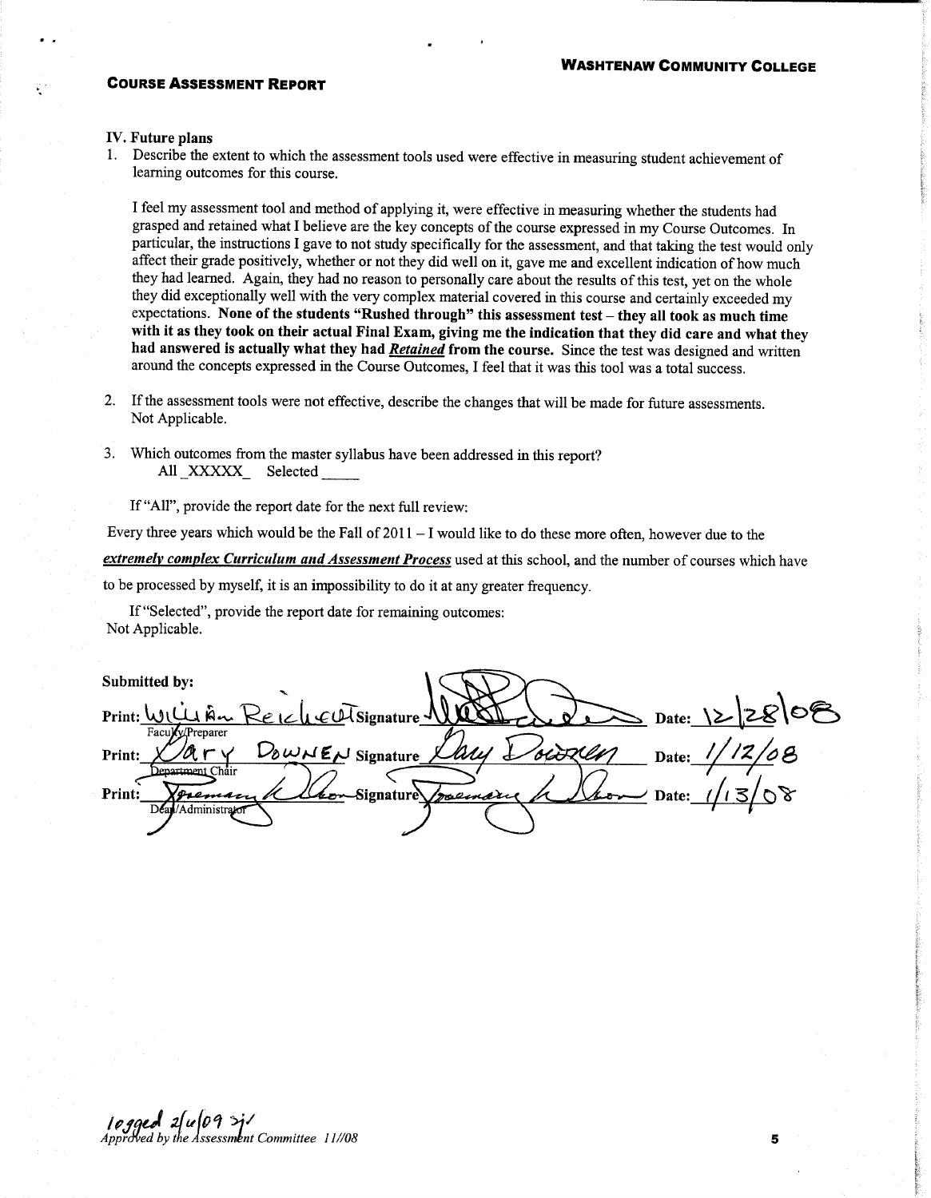**Course Assessment Report** **Washtenaw Community College**

**IV. Future plans**

1. Describe the extent to which the assessment tools used were effective in measuring student achievement of learning outcomes for this course.

   I feel my assessment tool and method of applying it, were effective in measuring whether the students had grasped and retained what I believe are the key concepts of the course expressed in my Course Outcomes. In particular, the instructions I gave to not study specifically for the assessment, and that taking the test would only affect their grade positively, whether or not they did well on it, gave me and excellent indication of how much they had learned. Again, they had no reason to personally care about the results of this test, yet on the whole they did exceptionally well with the very complex material covered in this course and certainly exceeded my expectations. **None of the students "Rushed through" this assessment test – they all took as much time with it as they took on their actual Final Exam, giving me the indication that they did care and what they had answered is actually what they had *Retained* from the course.** Since the test was designed and written around the concepts expressed in the Course Outcomes, I feel that it was this tool was a total success.

2. If the assessment tools were not effective, describe the changes that will be made for future assessments.
   Not Applicable.

3. Which outcomes from the master syllabus have been addressed in this report?
   All _XXXXX_ Selected _____

   If "All", provide the report date for the next full review:

Every three years which would be the Fall of 2011 – I would like to do these more often, however due to the ***extremely complex Curriculum and Assessment Process*** used at this school, and the number of courses which have to be processed by myself, it is an impossibility to do it at any greater frequency.

If "Selected", provide the report date for remaining outcomes:
Not Applicable.

**Submitted by:**

**Print:** William Reichert **Signature** [signature] **Date:** 12/28/08
Faculty/Preparer

**Print:** Gary Downen **Signature** [signature] **Date:** 1/12/08
Department Chair

**Print:** Rosemary Wilson **Signature** [signature] **Date:** 1/13/08
Dean/Administrator

logged 2/6/09 sjl

*Approved by the Assessment Committee 11/08*